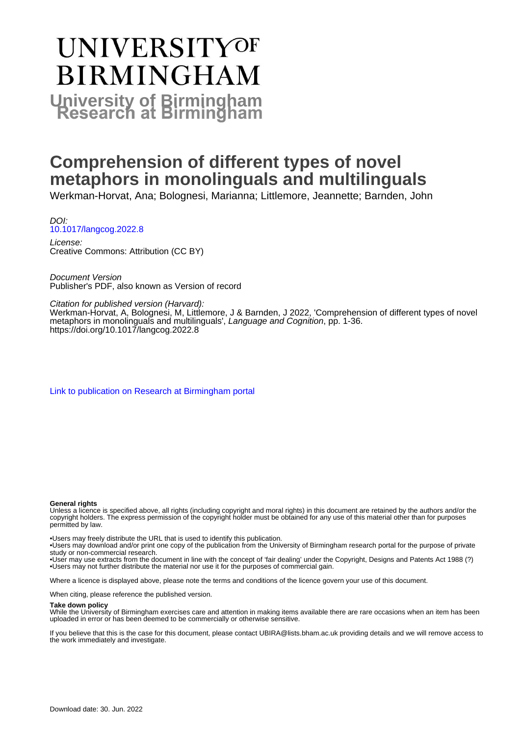# UNIVERSITY OF BIRMINGHAM

## University of Birmingham Research at Birmingham

# Comprehension of different types of novel metaphors in monolinguals and multilinguals

Werkman-Horvat, Ana; Bolognesi, Marianna; Littlemore, Jeannette; Barnden, John

*DOI:*
10.1017/langcog.2022.8

*License:*
Creative Commons: Attribution (CC BY)

*Document Version*
Publisher's PDF, also known as Version of record

*Citation for published version (Harvard):*
Werkman-Horvat, A, Bolognesi, M, Littlemore, J & Barnden, J 2022, 'Comprehension of different types of novel metaphors in monolinguals and multilinguals', *Language and Cognition*, pp. 1-36. https://doi.org/10.1017/langcog.2022.8

Link to publication on Research at Birmingham portal

**General rights**

Unless a licence is specified above, all rights (including copyright and moral rights) in this document are retained by the authors and/or the copyright holders. The express permission of the copyright holder must be obtained for any use of this material other than for purposes permitted by law.

- Users may freely distribute the URL that is used to identify this publication.
- Users may download and/or print one copy of the publication from the University of Birmingham research portal for the purpose of private study or non-commercial research.
- User may use extracts from the document in line with the concept of 'fair dealing' under the Copyright, Designs and Patents Act 1988 (?)
- Users may not further distribute the material nor use it for the purposes of commercial gain.

Where a licence is displayed above, please note the terms and conditions of the licence govern your use of this document.

When citing, please reference the published version.

**Take down policy**

While the University of Birmingham exercises care and attention in making items available there are rare occasions when an item has been uploaded in error or has been deemed to be commercially or otherwise sensitive.

If you believe that this is the case for this document, please contact UBIRA@lists.bham.ac.uk providing details and we will remove access to the work immediately and investigate.

Download date: 30. Jun. 2022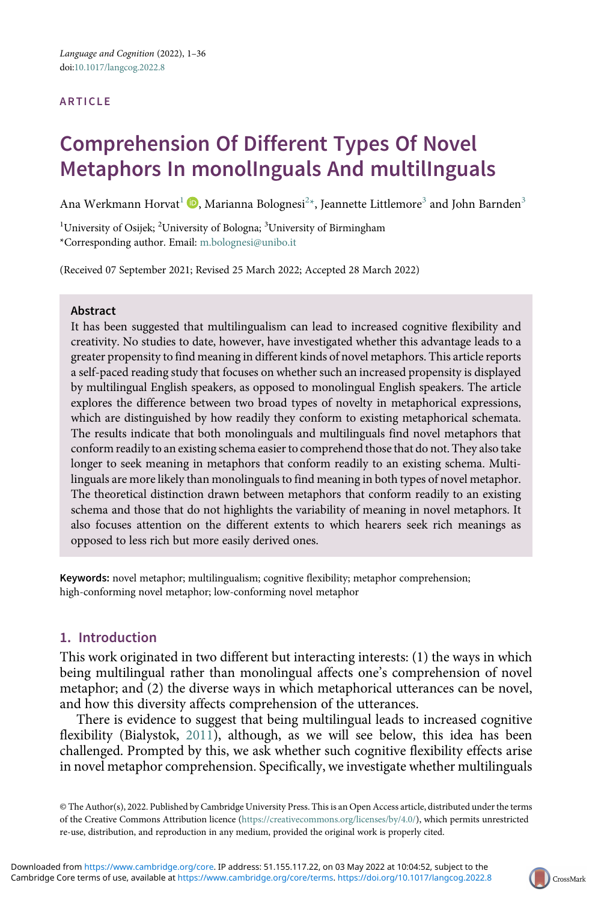Language and Cognition (2022), 1–36
doi:10.1017/langcog.2022.8

ARTICLE

# Comprehension Of Different Types Of Novel Metaphors In monolInguals And multilInguals

Ana Werkmann Horvat[1], Marianna Bolognesi[2]*, Jeannette Littlemore[3] and John Barnden[3]

[1]University of Osijek; [2]University of Bologna; [3]University of Birmingham
*Corresponding author. Email: m.bolognesi@unibo.it

(Received 07 September 2021; Revised 25 March 2022; Accepted 28 March 2022)

## Abstract

It has been suggested that multilingualism can lead to increased cognitive flexibility and creativity. No studies to date, however, have investigated whether this advantage leads to a greater propensity to find meaning in different kinds of novel metaphors. This article reports a self-paced reading study that focuses on whether such an increased propensity is displayed by multilingual English speakers, as opposed to monolingual English speakers. The article explores the difference between two broad types of novelty in metaphorical expressions, which are distinguished by how readily they conform to existing metaphorical schemata. The results indicate that both monolinguals and multilinguals find novel metaphors that conform readily to an existing schema easier to comprehend those that do not. They also take longer to seek meaning in metaphors that conform readily to an existing schema. Multilinguals are more likely than monolinguals to find meaning in both types of novel metaphor. The theoretical distinction drawn between metaphors that conform readily to an existing schema and those that do not highlights the variability of meaning in novel metaphors. It also focuses attention on the different extents to which hearers seek rich meanings as opposed to less rich but more easily derived ones.

**Keywords:** novel metaphor; multilingualism; cognitive flexibility; metaphor comprehension; high-conforming novel metaphor; low-conforming novel metaphor

## 1. Introduction

This work originated in two different but interacting interests: (1) the ways in which being multilingual rather than monolingual affects one's comprehension of novel metaphor; and (2) the diverse ways in which metaphorical utterances can be novel, and how this diversity affects comprehension of the utterances.

There is evidence to suggest that being multilingual leads to increased cognitive flexibility (Bialystok, 2011), although, as we will see below, this idea has been challenged. Prompted by this, we ask whether such cognitive flexibility effects arise in novel metaphor comprehension. Specifically, we investigate whether multilinguals

© The Author(s), 2022. Published by Cambridge University Press. This is an Open Access article, distributed under the terms of the Creative Commons Attribution licence (https://creativecommons.org/licenses/by/4.0/), which permits unrestricted re-use, distribution, and reproduction in any medium, provided the original work is properly cited.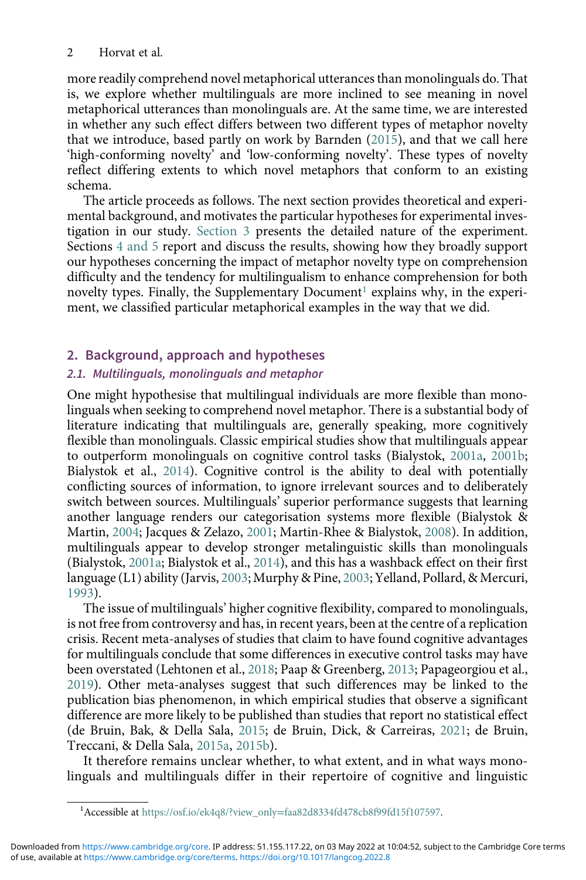more readily comprehend novel metaphorical utterances than monolinguals do. That is, we explore whether multilinguals are more inclined to see meaning in novel metaphorical utterances than monolinguals are. At the same time, we are interested in whether any such effect differs between two different types of metaphor novelty that we introduce, based partly on work by Barnden (2015), and that we call here 'high-conforming novelty' and 'low-conforming novelty'. These types of novelty reflect differing extents to which novel metaphors that conform to an existing schema.

The article proceeds as follows. The next section provides theoretical and experimental background, and motivates the particular hypotheses for experimental investigation in our study. Section 3 presents the detailed nature of the experiment. Sections 4 and 5 report and discuss the results, showing how they broadly support our hypotheses concerning the impact of metaphor novelty type on comprehension difficulty and the tendency for multilingualism to enhance comprehension for both novelty types. Finally, the Supplementary Document[1] explains why, in the experiment, we classified particular metaphorical examples in the way that we did.

## 2. Background, approach and hypotheses

### 2.1. Multilinguals, monolinguals and metaphor

One might hypothesise that multilingual individuals are more flexible than monolinguals when seeking to comprehend novel metaphor. There is a substantial body of literature indicating that multilinguals are, generally speaking, more cognitively flexible than monolinguals. Classic empirical studies show that multilinguals appear to outperform monolinguals on cognitive control tasks (Bialystok, 2001a, 2001b; Bialystok et al., 2014). Cognitive control is the ability to deal with potentially conflicting sources of information, to ignore irrelevant sources and to deliberately switch between sources. Multilinguals' superior performance suggests that learning another language renders our categorisation systems more flexible (Bialystok & Martin, 2004; Jacques & Zelazo, 2001; Martin-Rhee & Bialystok, 2008). In addition, multilinguals appear to develop stronger metalinguistic skills than monolinguals (Bialystok, 2001a; Bialystok et al., 2014), and this has a washback effect on their first language (L1) ability (Jarvis, 2003; Murphy & Pine, 2003; Yelland, Pollard, & Mercuri, 1993).

The issue of multilinguals' higher cognitive flexibility, compared to monolinguals, is not free from controversy and has, in recent years, been at the centre of a replication crisis. Recent meta-analyses of studies that claim to have found cognitive advantages for multilinguals conclude that some differences in executive control tasks may have been overstated (Lehtonen et al., 2018; Paap & Greenberg, 2013; Papageorgiou et al., 2019). Other meta-analyses suggest that such differences may be linked to the publication bias phenomenon, in which empirical studies that observe a significant difference are more likely to be published than studies that report no statistical effect (de Bruin, Bak, & Della Sala, 2015; de Bruin, Dick, & Carreiras, 2021; de Bruin, Treccani, & Della Sala, 2015a, 2015b).

It therefore remains unclear whether, to what extent, and in what ways monolinguals and multilinguals differ in their repertoire of cognitive and linguistic

[1] Accessible at https://osf.io/ek4q8/?view_only=faa82d8334fd478cb8f99fd15f107597.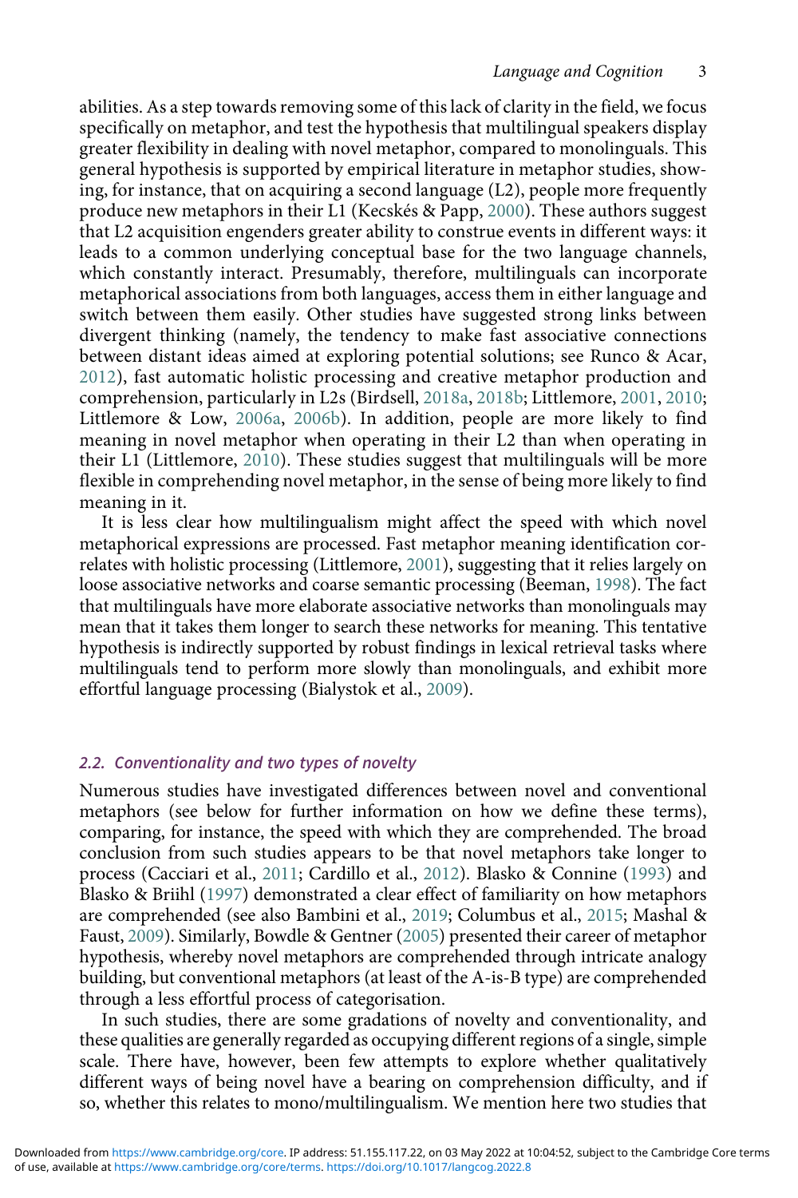abilities. As a step towards removing some of this lack of clarity in the field, we focus specifically on metaphor, and test the hypothesis that multilingual speakers display greater flexibility in dealing with novel metaphor, compared to monolinguals. This general hypothesis is supported by empirical literature in metaphor studies, showing, for instance, that on acquiring a second language (L2), people more frequently produce new metaphors in their L1 (Kecskés & Papp, 2000). These authors suggest that L2 acquisition engenders greater ability to construe events in different ways: it leads to a common underlying conceptual base for the two language channels, which constantly interact. Presumably, therefore, multilinguals can incorporate metaphorical associations from both languages, access them in either language and switch between them easily. Other studies have suggested strong links between divergent thinking (namely, the tendency to make fast associative connections between distant ideas aimed at exploring potential solutions; see Runco & Acar, 2012), fast automatic holistic processing and creative metaphor production and comprehension, particularly in L2s (Birdsell, 2018a, 2018b; Littlemore, 2001, 2010; Littlemore & Low, 2006a, 2006b). In addition, people are more likely to find meaning in novel metaphor when operating in their L2 than when operating in their L1 (Littlemore, 2010). These studies suggest that multilinguals will be more flexible in comprehending novel metaphor, in the sense of being more likely to find meaning in it.

It is less clear how multilingualism might affect the speed with which novel metaphorical expressions are processed. Fast metaphor meaning identification correlates with holistic processing (Littlemore, 2001), suggesting that it relies largely on loose associative networks and coarse semantic processing (Beeman, 1998). The fact that multilinguals have more elaborate associative networks than monolinguals may mean that it takes them longer to search these networks for meaning. This tentative hypothesis is indirectly supported by robust findings in lexical retrieval tasks where multilinguals tend to perform more slowly than monolinguals, and exhibit more effortful language processing (Bialystok et al., 2009).

### *2.2. Conventionality and two types of novelty*

Numerous studies have investigated differences between novel and conventional metaphors (see below for further information on how we define these terms), comparing, for instance, the speed with which they are comprehended. The broad conclusion from such studies appears to be that novel metaphors take longer to process (Cacciari et al., 2011; Cardillo et al., 2012). Blasko & Connine (1993) and Blasko & Briihl (1997) demonstrated a clear effect of familiarity on how metaphors are comprehended (see also Bambini et al., 2019; Columbus et al., 2015; Mashal & Faust, 2009). Similarly, Bowdle & Gentner (2005) presented their career of metaphor hypothesis, whereby novel metaphors are comprehended through intricate analogy building, but conventional metaphors (at least of the A-is-B type) are comprehended through a less effortful process of categorisation.

In such studies, there are some gradations of novelty and conventionality, and these qualities are generally regarded as occupying different regions of a single, simple scale. There have, however, been few attempts to explore whether qualitatively different ways of being novel have a bearing on comprehension difficulty, and if so, whether this relates to mono/multilingualism. We mention here two studies that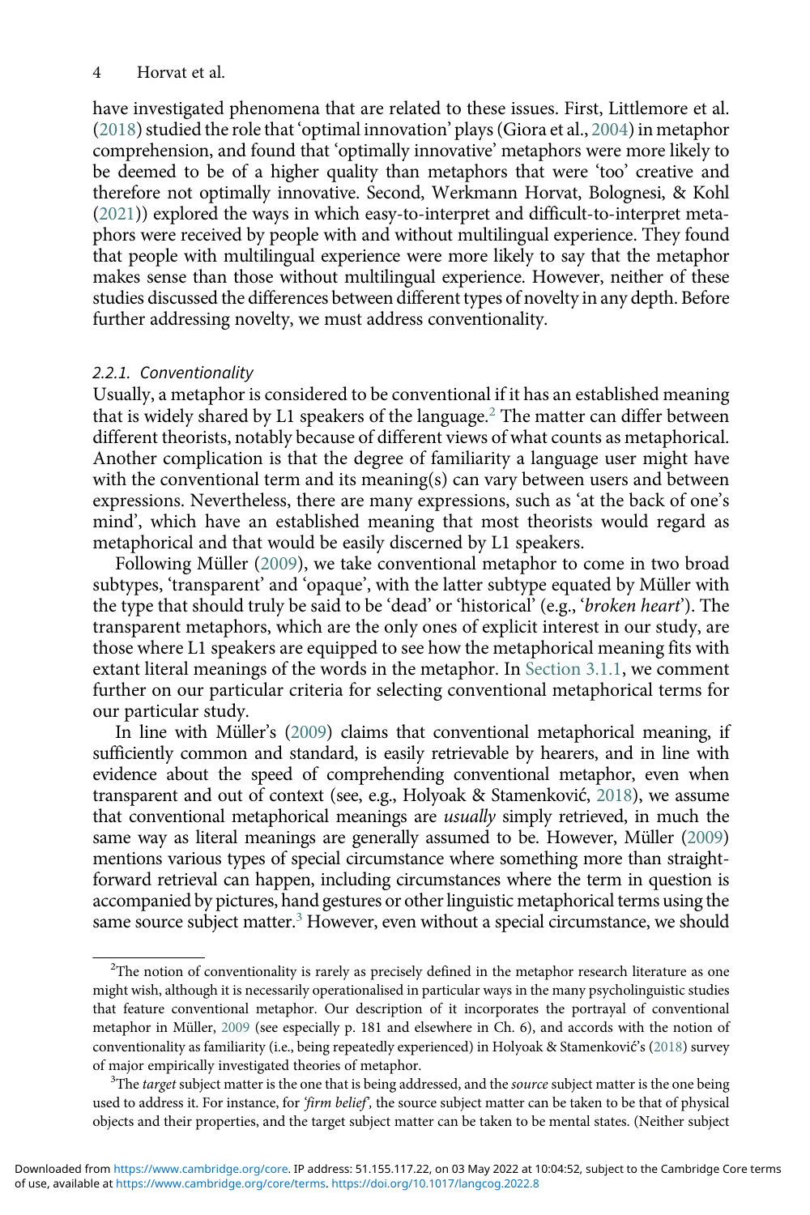have investigated phenomena that are related to these issues. First, Littlemore et al. (2018) studied the role that 'optimal innovation' plays (Giora et al., 2004) in metaphor comprehension, and found that 'optimally innovative' metaphors were more likely to be deemed to be of a higher quality than metaphors that were 'too' creative and therefore not optimally innovative. Second, Werkmann Horvat, Bolognesi, & Kohl (2021)) explored the ways in which easy-to-interpret and difficult-to-interpret metaphors were received by people with and without multilingual experience. They found that people with multilingual experience were more likely to say that the metaphor makes sense than those without multilingual experience. However, neither of these studies discussed the differences between different types of novelty in any depth. Before further addressing novelty, we must address conventionality.

#### 2.2.1. Conventionality

Usually, a metaphor is considered to be conventional if it has an established meaning that is widely shared by L1 speakers of the language.[2] The matter can differ between different theorists, notably because of different views of what counts as metaphorical. Another complication is that the degree of familiarity a language user might have with the conventional term and its meaning(s) can vary between users and between expressions. Nevertheless, there are many expressions, such as 'at the back of one's mind', which have an established meaning that most theorists would regard as metaphorical and that would be easily discerned by L1 speakers.

Following Müller (2009), we take conventional metaphor to come in two broad subtypes, 'transparent' and 'opaque', with the latter subtype equated by Müller with the type that should truly be said to be 'dead' or 'historical' (e.g., '*broken heart*'). The transparent metaphors, which are the only ones of explicit interest in our study, are those where L1 speakers are equipped to see how the metaphorical meaning fits with extant literal meanings of the words in the metaphor. In Section 3.1.1, we comment further on our particular criteria for selecting conventional metaphorical terms for our particular study.

In line with Müller's (2009) claims that conventional metaphorical meaning, if sufficiently common and standard, is easily retrievable by hearers, and in line with evidence about the speed of comprehending conventional metaphor, even when transparent and out of context (see, e.g., Holyoak & Stamenković, 2018), we assume that conventional metaphorical meanings are *usually* simply retrieved, in much the same way as literal meanings are generally assumed to be. However, Müller (2009) mentions various types of special circumstance where something more than straightforward retrieval can happen, including circumstances where the term in question is accompanied by pictures, hand gestures or other linguistic metaphorical terms using the same source subject matter.[3] However, even without a special circumstance, we should

[2]The notion of conventionality is rarely as precisely defined in the metaphor research literature as one might wish, although it is necessarily operationalised in particular ways in the many psycholinguistic studies that feature conventional metaphor. Our description of it incorporates the portrayal of conventional metaphor in Müller, 2009 (see especially p. 181 and elsewhere in Ch. 6), and accords with the notion of conventionality as familiarity (i.e., being repeatedly experienced) in Holyoak & Stamenković's (2018) survey of major empirically investigated theories of metaphor.

[3]The *target* subject matter is the one that is being addressed, and the *source* subject matter is the one being used to address it. For instance, for *'firm belief'*, the source subject matter can be taken to be that of physical objects and their properties, and the target subject matter can be taken to be mental states. (Neither subject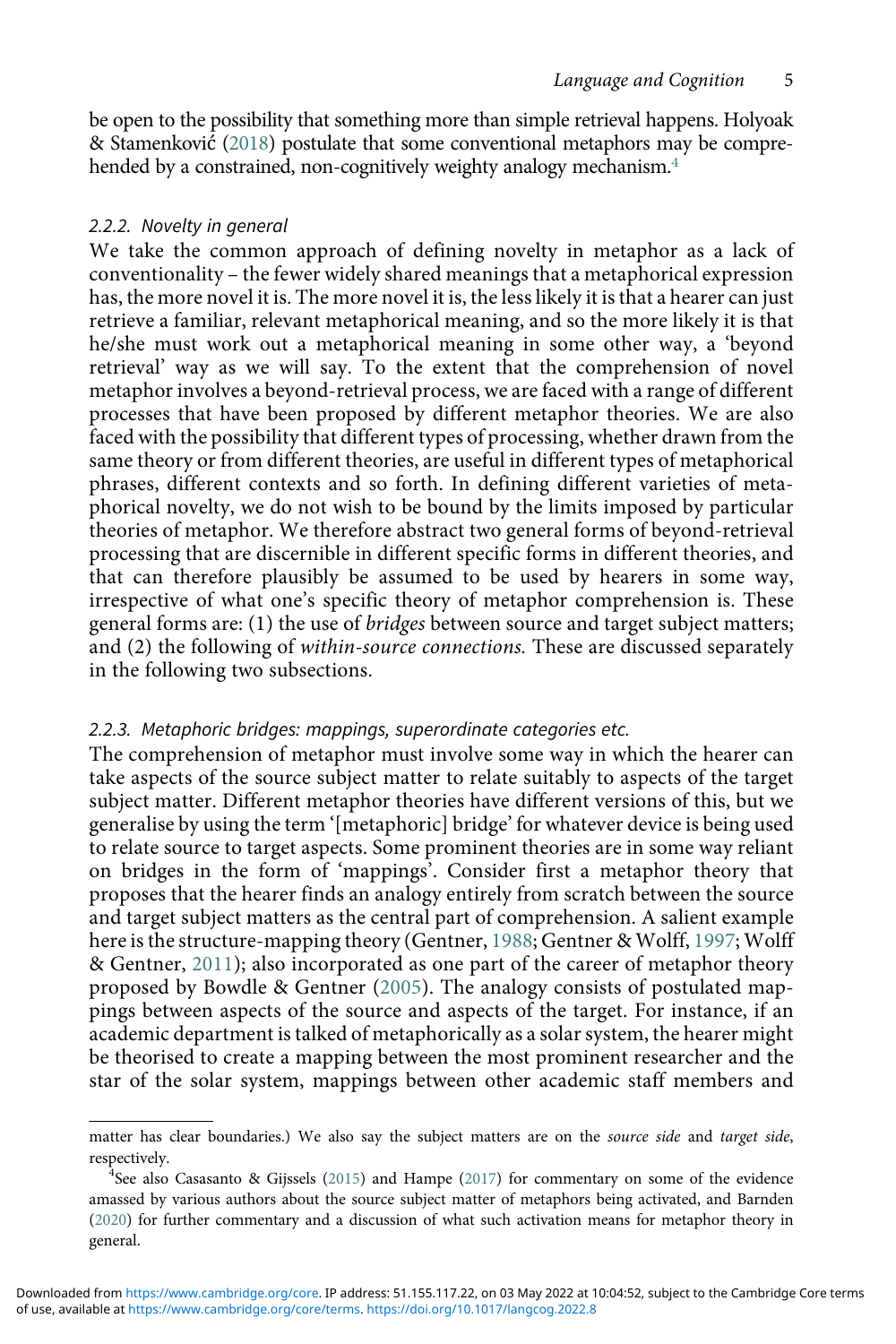be open to the possibility that something more than simple retrieval happens. Holyoak & Stamenković (2018) postulate that some conventional metaphors may be comprehended by a constrained, non-cognitively weighty analogy mechanism.[4]

### 2.2.2. Novelty in general

We take the common approach of defining novelty in metaphor as a lack of conventionality – the fewer widely shared meanings that a metaphorical expression has, the more novel it is. The more novel it is, the less likely it is that a hearer can just retrieve a familiar, relevant metaphorical meaning, and so the more likely it is that he/she must work out a metaphorical meaning in some other way, a 'beyond retrieval' way as we will say. To the extent that the comprehension of novel metaphor involves a beyond-retrieval process, we are faced with a range of different processes that have been proposed by different metaphor theories. We are also faced with the possibility that different types of processing, whether drawn from the same theory or from different theories, are useful in different types of metaphorical phrases, different contexts and so forth. In defining different varieties of metaphorical novelty, we do not wish to be bound by the limits imposed by particular theories of metaphor. We therefore abstract two general forms of beyond-retrieval processing that are discernible in different specific forms in different theories, and that can therefore plausibly be assumed to be used by hearers in some way, irrespective of what one's specific theory of metaphor comprehension is. These general forms are: (1) the use of *bridges* between source and target subject matters; and (2) the following of *within-source connections.* These are discussed separately in the following two subsections.

### 2.2.3. Metaphoric bridges: mappings, superordinate categories etc.

The comprehension of metaphor must involve some way in which the hearer can take aspects of the source subject matter to relate suitably to aspects of the target subject matter. Different metaphor theories have different versions of this, but we generalise by using the term '[metaphoric] bridge' for whatever device is being used to relate source to target aspects. Some prominent theories are in some way reliant on bridges in the form of 'mappings'. Consider first a metaphor theory that proposes that the hearer finds an analogy entirely from scratch between the source and target subject matters as the central part of comprehension. A salient example here is the structure-mapping theory (Gentner, 1988; Gentner & Wolff, 1997; Wolff & Gentner, 2011); also incorporated as one part of the career of metaphor theory proposed by Bowdle & Gentner (2005). The analogy consists of postulated mappings between aspects of the source and aspects of the target. For instance, if an academic department is talked of metaphorically as a solar system, the hearer might be theorised to create a mapping between the most prominent researcher and the star of the solar system, mappings between other academic staff members and

---

matter has clear boundaries.) We also say the subject matters are on the *source side* and *target side*, respectively.

[4]See also Casasanto & Gijssels (2015) and Hampe (2017) for commentary on some of the evidence amassed by various authors about the source subject matter of metaphors being activated, and Barnden (2020) for further commentary and a discussion of what such activation means for metaphor theory in general.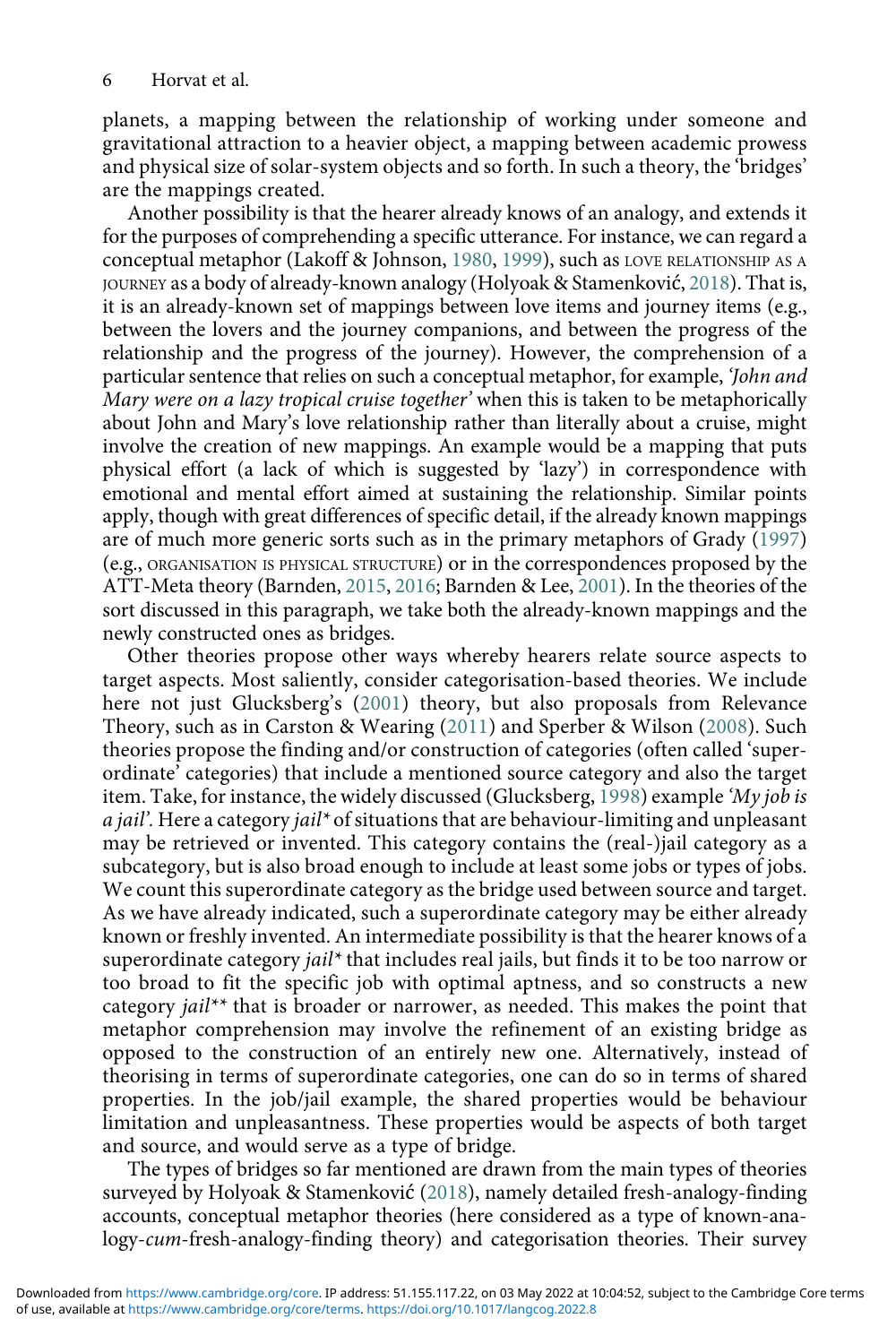planets, a mapping between the relationship of working under someone and gravitational attraction to a heavier object, a mapping between academic prowess and physical size of solar-system objects and so forth. In such a theory, the 'bridges' are the mappings created.

Another possibility is that the hearer already knows of an analogy, and extends it for the purposes of comprehending a specific utterance. For instance, we can regard a conceptual metaphor (Lakoff & Johnson, 1980, 1999), such as LOVE RELATIONSHIP AS A JOURNEY as a body of already-known analogy (Holyoak & Stamenković, 2018). That is, it is an already-known set of mappings between love items and journey items (e.g., between the lovers and the journey companions, and between the progress of the relationship and the progress of the journey). However, the comprehension of a particular sentence that relies on such a conceptual metaphor, for example, *'John and Mary were on a lazy tropical cruise together'* when this is taken to be metaphorically about John and Mary's love relationship rather than literally about a cruise, might involve the creation of new mappings. An example would be a mapping that puts physical effort (a lack of which is suggested by 'lazy') in correspondence with emotional and mental effort aimed at sustaining the relationship. Similar points apply, though with great differences of specific detail, if the already known mappings are of much more generic sorts such as in the primary metaphors of Grady (1997) (e.g., ORGANISATION IS PHYSICAL STRUCTURE) or in the correspondences proposed by the ATT-Meta theory (Barnden, 2015, 2016; Barnden & Lee, 2001). In the theories of the sort discussed in this paragraph, we take both the already-known mappings and the newly constructed ones as bridges.

Other theories propose other ways whereby hearers relate source aspects to target aspects. Most saliently, consider categorisation-based theories. We include here not just Glucksberg's (2001) theory, but also proposals from Relevance Theory, such as in Carston & Wearing (2011) and Sperber & Wilson (2008). Such theories propose the finding and/or construction of categories (often called 'superordinate' categories) that include a mentioned source category and also the target item. Take, for instance, the widely discussed (Glucksberg, 1998) example *'My job is a jail'*. Here a category *jail\** of situations that are behaviour-limiting and unpleasant may be retrieved or invented. This category contains the (real-)jail category as a subcategory, but is also broad enough to include at least some jobs or types of jobs. We count this superordinate category as the bridge used between source and target. As we have already indicated, such a superordinate category may be either already known or freshly invented. An intermediate possibility is that the hearer knows of a superordinate category *jail\** that includes real jails, but finds it to be too narrow or too broad to fit the specific job with optimal aptness, and so constructs a new category *jail\*\** that is broader or narrower, as needed. This makes the point that metaphor comprehension may involve the refinement of an existing bridge as opposed to the construction of an entirely new one. Alternatively, instead of theorising in terms of superordinate categories, one can do so in terms of shared properties. In the job/jail example, the shared properties would be behaviour limitation and unpleasantness. These properties would be aspects of both target and source, and would serve as a type of bridge.

The types of bridges so far mentioned are drawn from the main types of theories surveyed by Holyoak & Stamenković (2018), namely detailed fresh-analogy-finding accounts, conceptual metaphor theories (here considered as a type of known-analogy-*cum*-fresh-analogy-finding theory) and categorisation theories. Their survey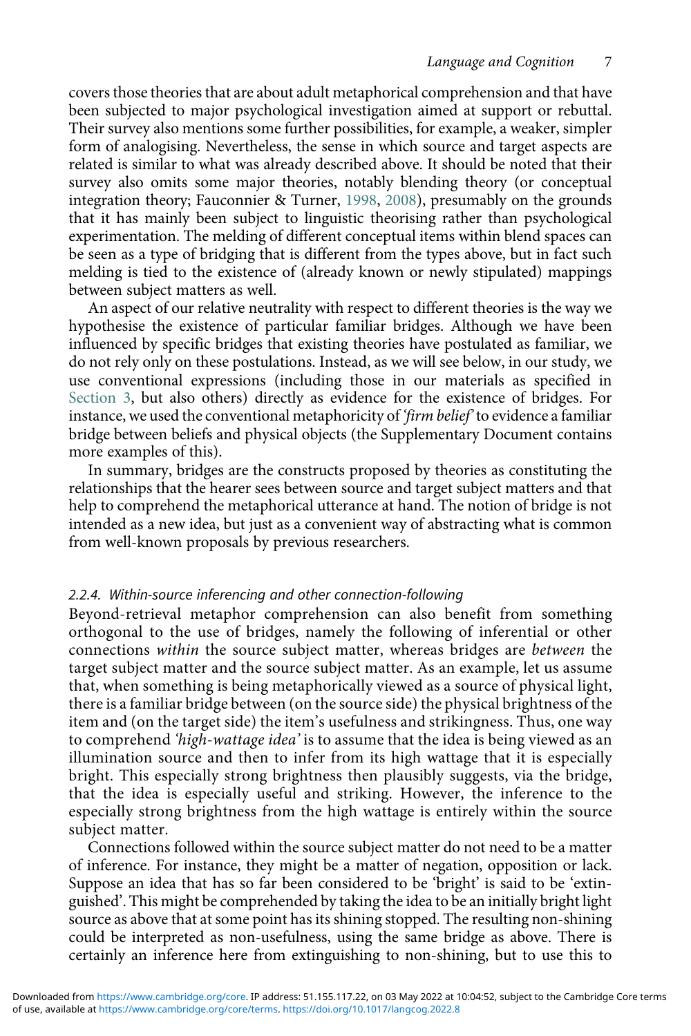covers those theories that are about adult metaphorical comprehension and that have been subjected to major psychological investigation aimed at support or rebuttal. Their survey also mentions some further possibilities, for example, a weaker, simpler form of analogising. Nevertheless, the sense in which source and target aspects are related is similar to what was already described above. It should be noted that their survey also omits some major theories, notably blending theory (or conceptual integration theory; Fauconnier & Turner, 1998, 2008), presumably on the grounds that it has mainly been subject to linguistic theorising rather than psychological experimentation. The melding of different conceptual items within blend spaces can be seen as a type of bridging that is different from the types above, but in fact such melding is tied to the existence of (already known or newly stipulated) mappings between subject matters as well.

An aspect of our relative neutrality with respect to different theories is the way we hypothesise the existence of particular familiar bridges. Although we have been influenced by specific bridges that existing theories have postulated as familiar, we do not rely only on these postulations. Instead, as we will see below, in our study, we use conventional expressions (including those in our materials as specified in Section 3, but also others) directly as evidence for the existence of bridges. For instance, we used the conventional metaphoricity of *'firm belief'* to evidence a familiar bridge between beliefs and physical objects (the Supplementary Document contains more examples of this).

In summary, bridges are the constructs proposed by theories as constituting the relationships that the hearer sees between source and target subject matters and that help to comprehend the metaphorical utterance at hand. The notion of bridge is not intended as a new idea, but just as a convenient way of abstracting what is common from well-known proposals by previous researchers.

#### 2.2.4. Within-source inferencing and other connection-following

Beyond-retrieval metaphor comprehension can also benefit from something orthogonal to the use of bridges, namely the following of inferential or other connections *within* the source subject matter, whereas bridges are *between* the target subject matter and the source subject matter. As an example, let us assume that, when something is being metaphorically viewed as a source of physical light, there is a familiar bridge between (on the source side) the physical brightness of the item and (on the target side) the item's usefulness and strikingness. Thus, one way to comprehend *'high-wattage idea'* is to assume that the idea is being viewed as an illumination source and then to infer from its high wattage that it is especially bright. This especially strong brightness then plausibly suggests, via the bridge, that the idea is especially useful and striking. However, the inference to the especially strong brightness from the high wattage is entirely within the source subject matter.

Connections followed within the source subject matter do not need to be a matter of inference. For instance, they might be a matter of negation, opposition or lack. Suppose an idea that has so far been considered to be 'bright' is said to be 'extinguished'. This might be comprehended by taking the idea to be an initially bright light source as above that at some point has its shining stopped. The resulting non-shining could be interpreted as non-usefulness, using the same bridge as above. There is certainly an inference here from extinguishing to non-shining, but to use this to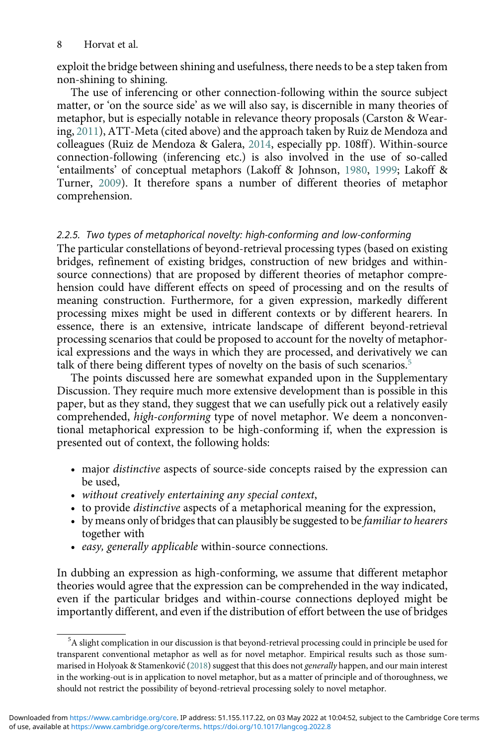exploit the bridge between shining and usefulness, there needs to be a step taken from non-shining to shining.

The use of inferencing or other connection-following within the source subject matter, or 'on the source side' as we will also say, is discernible in many theories of metaphor, but is especially notable in relevance theory proposals (Carston & Wearing, 2011), ATT-Meta (cited above) and the approach taken by Ruiz de Mendoza and colleagues (Ruiz de Mendoza & Galera, 2014, especially pp. 108ff). Within-source connection-following (inferencing etc.) is also involved in the use of so-called 'entailments' of conceptual metaphors (Lakoff & Johnson, 1980, 1999; Lakoff & Turner, 2009). It therefore spans a number of different theories of metaphor comprehension.

#### *2.2.5. Two types of metaphorical novelty: high-conforming and low-conforming*

The particular constellations of beyond-retrieval processing types (based on existing bridges, refinement of existing bridges, construction of new bridges and within-source connections) that are proposed by different theories of metaphor comprehension could have different effects on speed of processing and on the results of meaning construction. Furthermore, for a given expression, markedly different processing mixes might be used in different contexts or by different hearers. In essence, there is an extensive, intricate landscape of different beyond-retrieval processing scenarios that could be proposed to account for the novelty of metaphorical expressions and the ways in which they are processed, and derivatively we can talk of there being different types of novelty on the basis of such scenarios.[5]

The points discussed here are somewhat expanded upon in the Supplementary Discussion. They require much more extensive development than is possible in this paper, but as they stand, they suggest that we can usefully pick out a relatively easily comprehended, *high-conforming* type of novel metaphor. We deem a nonconventional metaphorical expression to be high-conforming if, when the expression is presented out of context, the following holds:

- major *distinctive* aspects of source-side concepts raised by the expression can be used,
- *without creatively entertaining any special context*,
- to provide *distinctive* aspects of a metaphorical meaning for the expression,
- by means only of bridges that can plausibly be suggested to be *familiar to hearers* together with
- *easy, generally applicable* within-source connections.

In dubbing an expression as high-conforming, we assume that different metaphor theories would agree that the expression can be comprehended in the way indicated, even if the particular bridges and within-course connections deployed might be importantly different, and even if the distribution of effort between the use of bridges

[5] A slight complication in our discussion is that beyond-retrieval processing could in principle be used for transparent conventional metaphor as well as for novel metaphor. Empirical results such as those summarised in Holyoak & Stamenković (2018) suggest that this does not *generally* happen, and our main interest in the working-out is in application to novel metaphor, but as a matter of principle and of thoroughness, we should not restrict the possibility of beyond-retrieval processing solely to novel metaphor.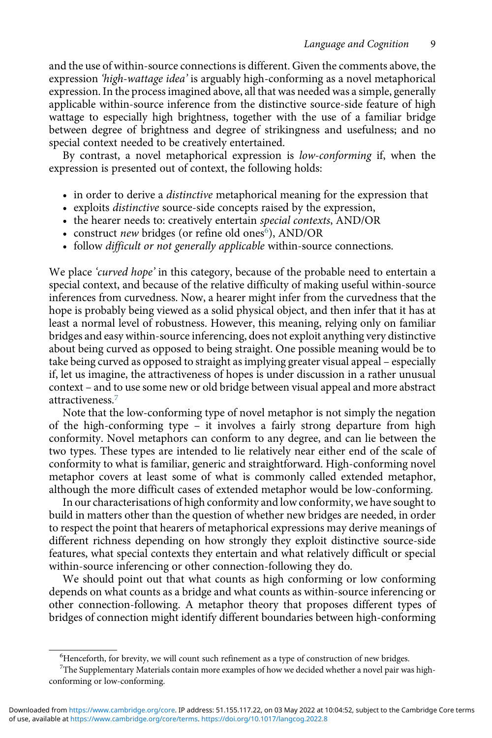and the use of within-source connections is different. Given the comments above, the expression *'high-wattage idea'* is arguably high-conforming as a novel metaphorical expression. In the process imagined above, all that was needed was a simple, generally applicable within-source inference from the distinctive source-side feature of high wattage to especially high brightness, together with the use of a familiar bridge between degree of brightness and degree of strikingness and usefulness; and no special context needed to be creatively entertained.

By contrast, a novel metaphorical expression is *low-conforming* if, when the expression is presented out of context, the following holds:

- in order to derive a *distinctive* metaphorical meaning for the expression that
- exploits *distinctive* source-side concepts raised by the expression,
- the hearer needs to: creatively entertain *special contexts*, AND/OR
- construct *new* bridges (or refine old ones[6]), AND/OR
- follow *difficult or not generally applicable* within-source connections.

We place *'curved hope'* in this category, because of the probable need to entertain a special context, and because of the relative difficulty of making useful within-source inferences from curvedness. Now, a hearer might infer from the curvedness that the hope is probably being viewed as a solid physical object, and then infer that it has at least a normal level of robustness. However, this meaning, relying only on familiar bridges and easy within-source inferencing, does not exploit anything very distinctive about being curved as opposed to being straight. One possible meaning would be to take being curved as opposed to straight as implying greater visual appeal – especially if, let us imagine, the attractiveness of hopes is under discussion in a rather unusual context – and to use some new or old bridge between visual appeal and more abstract attractiveness.[7]

Note that the low-conforming type of novel metaphor is not simply the negation of the high-conforming type – it involves a fairly strong departure from high conformity. Novel metaphors can conform to any degree, and can lie between the two types. These types are intended to lie relatively near either end of the scale of conformity to what is familiar, generic and straightforward. High-conforming novel metaphor covers at least some of what is commonly called extended metaphor, although the more difficult cases of extended metaphor would be low-conforming.

In our characterisations of high conformity and low conformity, we have sought to build in matters other than the question of whether new bridges are needed, in order to respect the point that hearers of metaphorical expressions may derive meanings of different richness depending on how strongly they exploit distinctive source-side features, what special contexts they entertain and what relatively difficult or special within-source inferencing or other connection-following they do.

We should point out that what counts as high conforming or low conforming depends on what counts as a bridge and what counts as within-source inferencing or other connection-following. A metaphor theory that proposes different types of bridges of connection might identify different boundaries between high-conforming

[6]Henceforth, for brevity, we will count such refinement as a type of construction of new bridges.

[7]The Supplementary Materials contain more examples of how we decided whether a novel pair was high-conforming or low-conforming.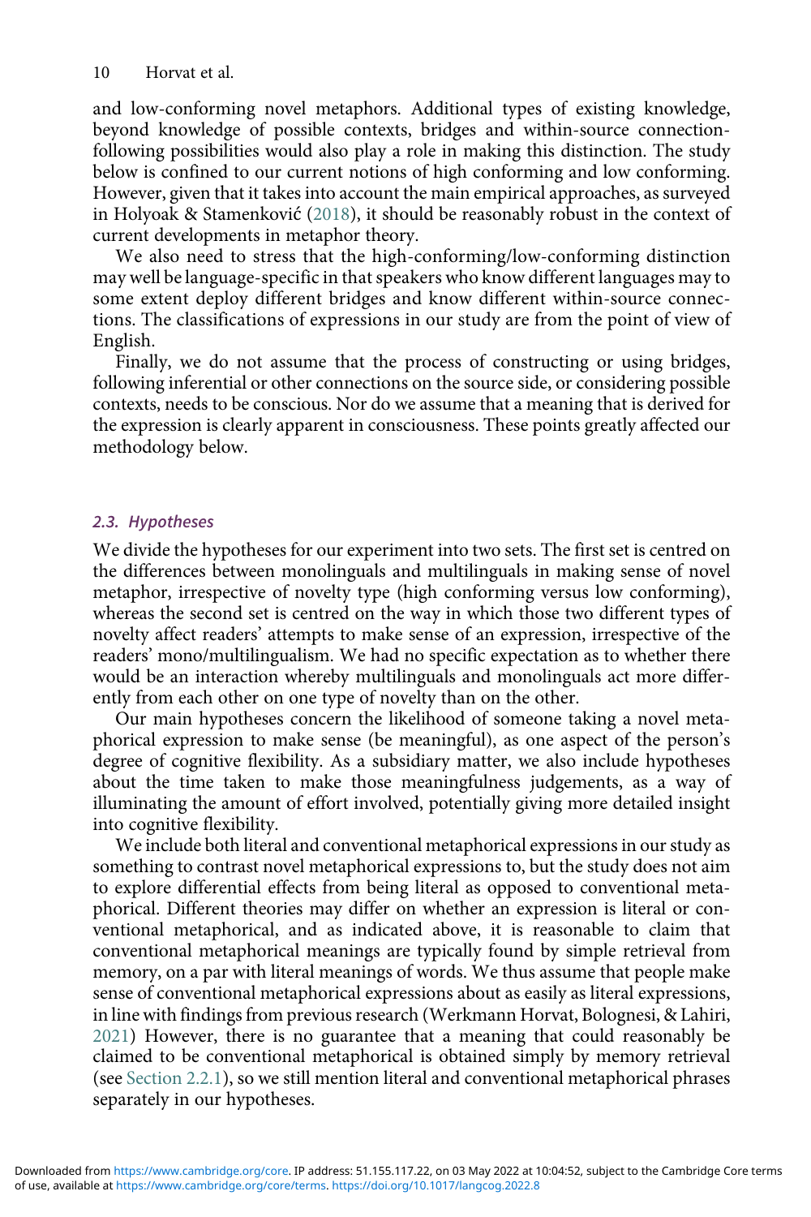and low-conforming novel metaphors. Additional types of existing knowledge, beyond knowledge of possible contexts, bridges and within-source connection-following possibilities would also play a role in making this distinction. The study below is confined to our current notions of high conforming and low conforming. However, given that it takes into account the main empirical approaches, as surveyed in Holyoak & Stamenković (2018), it should be reasonably robust in the context of current developments in metaphor theory.

We also need to stress that the high-conforming/low-conforming distinction may well be language-specific in that speakers who know different languages may to some extent deploy different bridges and know different within-source connections. The classifications of expressions in our study are from the point of view of English.

Finally, we do not assume that the process of constructing or using bridges, following inferential or other connections on the source side, or considering possible contexts, needs to be conscious. Nor do we assume that a meaning that is derived for the expression is clearly apparent in consciousness. These points greatly affected our methodology below.

### 2.3. Hypotheses

We divide the hypotheses for our experiment into two sets. The first set is centred on the differences between monolinguals and multilinguals in making sense of novel metaphor, irrespective of novelty type (high conforming versus low conforming), whereas the second set is centred on the way in which those two different types of novelty affect readers' attempts to make sense of an expression, irrespective of the readers' mono/multilingualism. We had no specific expectation as to whether there would be an interaction whereby multilinguals and monolinguals act more differently from each other on one type of novelty than on the other.

Our main hypotheses concern the likelihood of someone taking a novel metaphorical expression to make sense (be meaningful), as one aspect of the person's degree of cognitive flexibility. As a subsidiary matter, we also include hypotheses about the time taken to make those meaningfulness judgements, as a way of illuminating the amount of effort involved, potentially giving more detailed insight into cognitive flexibility.

We include both literal and conventional metaphorical expressions in our study as something to contrast novel metaphorical expressions to, but the study does not aim to explore differential effects from being literal as opposed to conventional metaphorical. Different theories may differ on whether an expression is literal or conventional metaphorical, and as indicated above, it is reasonable to claim that conventional metaphorical meanings are typically found by simple retrieval from memory, on a par with literal meanings of words. We thus assume that people make sense of conventional metaphorical expressions about as easily as literal expressions, in line with findings from previous research (Werkmann Horvat, Bolognesi, & Lahiri, 2021) However, there is no guarantee that a meaning that could reasonably be claimed to be conventional metaphorical is obtained simply by memory retrieval (see Section 2.2.1), so we still mention literal and conventional metaphorical phrases separately in our hypotheses.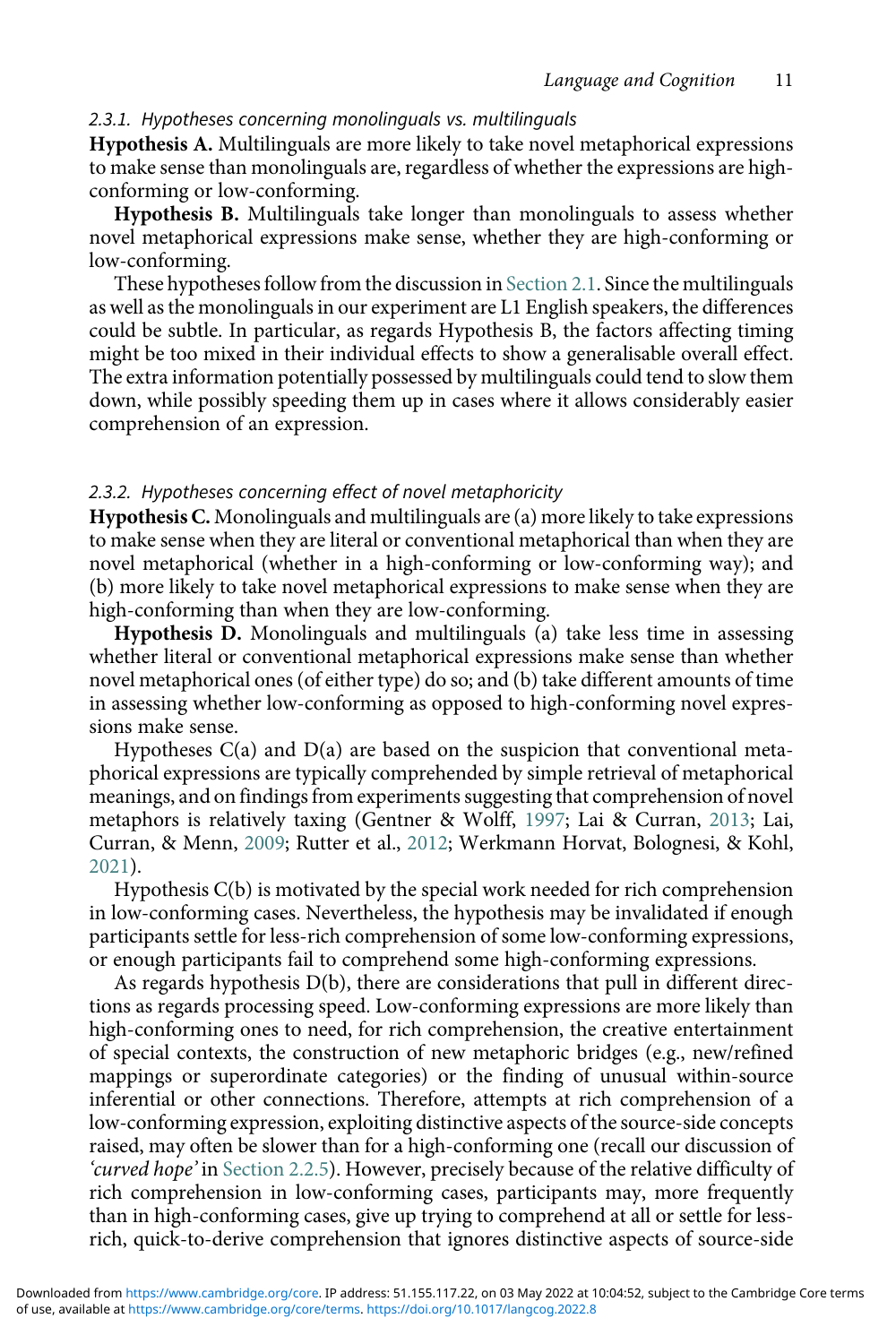### 2.3.1. Hypotheses concerning monolinguals vs. multilinguals

**Hypothesis A.** Multilinguals are more likely to take novel metaphorical expressions to make sense than monolinguals are, regardless of whether the expressions are high-conforming or low-conforming.

**Hypothesis B.** Multilinguals take longer than monolinguals to assess whether novel metaphorical expressions make sense, whether they are high-conforming or low-conforming.

These hypotheses follow from the discussion in Section 2.1. Since the multilinguals as well as the monolinguals in our experiment are L1 English speakers, the differences could be subtle. In particular, as regards Hypothesis B, the factors affecting timing might be too mixed in their individual effects to show a generalisable overall effect. The extra information potentially possessed by multilinguals could tend to slow them down, while possibly speeding them up in cases where it allows considerably easier comprehension of an expression.

### 2.3.2. Hypotheses concerning effect of novel metaphoricity

**Hypothesis C.** Monolinguals and multilinguals are (a) more likely to take expressions to make sense when they are literal or conventional metaphorical than when they are novel metaphorical (whether in a high-conforming or low-conforming way); and (b) more likely to take novel metaphorical expressions to make sense when they are high-conforming than when they are low-conforming.

**Hypothesis D.** Monolinguals and multilinguals (a) take less time in assessing whether literal or conventional metaphorical expressions make sense than whether novel metaphorical ones (of either type) do so; and (b) take different amounts of time in assessing whether low-conforming as opposed to high-conforming novel expressions make sense.

Hypotheses C(a) and D(a) are based on the suspicion that conventional metaphorical expressions are typically comprehended by simple retrieval of metaphorical meanings, and on findings from experiments suggesting that comprehension of novel metaphors is relatively taxing (Gentner & Wolff, 1997; Lai & Curran, 2013; Lai, Curran, & Menn, 2009; Rutter et al., 2012; Werkmann Horvat, Bolognesi, & Kohl, 2021).

Hypothesis C(b) is motivated by the special work needed for rich comprehension in low-conforming cases. Nevertheless, the hypothesis may be invalidated if enough participants settle for less-rich comprehension of some low-conforming expressions, or enough participants fail to comprehend some high-conforming expressions.

As regards hypothesis D(b), there are considerations that pull in different directions as regards processing speed. Low-conforming expressions are more likely than high-conforming ones to need, for rich comprehension, the creative entertainment of special contexts, the construction of new metaphoric bridges (e.g., new/refined mappings or superordinate categories) or the finding of unusual within-source inferential or other connections. Therefore, attempts at rich comprehension of a low-conforming expression, exploiting distinctive aspects of the source-side concepts raised, may often be slower than for a high-conforming one (recall our discussion of *'curved hope'* in Section 2.2.5). However, precisely because of the relative difficulty of rich comprehension in low-conforming cases, participants may, more frequently than in high-conforming cases, give up trying to comprehend at all or settle for less-rich, quick-to-derive comprehension that ignores distinctive aspects of source-side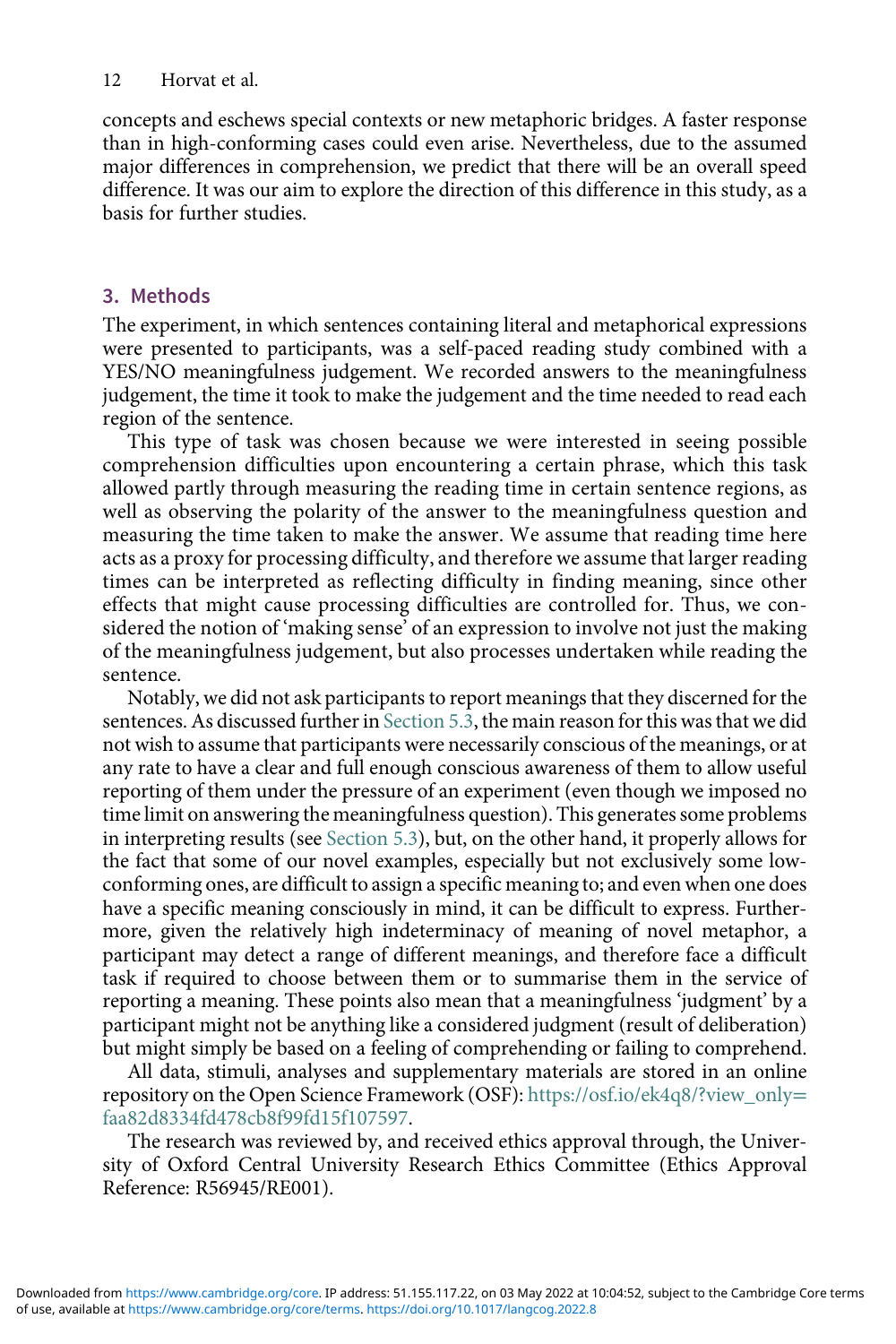concepts and eschews special contexts or new metaphoric bridges. A faster response than in high-conforming cases could even arise. Nevertheless, due to the assumed major differences in comprehension, we predict that there will be an overall speed difference. It was our aim to explore the direction of this difference in this study, as a basis for further studies.

## 3. Methods

The experiment, in which sentences containing literal and metaphorical expressions were presented to participants, was a self-paced reading study combined with a YES/NO meaningfulness judgement. We recorded answers to the meaningfulness judgement, the time it took to make the judgement and the time needed to read each region of the sentence.

This type of task was chosen because we were interested in seeing possible comprehension difficulties upon encountering a certain phrase, which this task allowed partly through measuring the reading time in certain sentence regions, as well as observing the polarity of the answer to the meaningfulness question and measuring the time taken to make the answer. We assume that reading time here acts as a proxy for processing difficulty, and therefore we assume that larger reading times can be interpreted as reflecting difficulty in finding meaning, since other effects that might cause processing difficulties are controlled for. Thus, we considered the notion of 'making sense' of an expression to involve not just the making of the meaningfulness judgement, but also processes undertaken while reading the sentence.

Notably, we did not ask participants to report meanings that they discerned for the sentences. As discussed further in Section 5.3, the main reason for this was that we did not wish to assume that participants were necessarily conscious of the meanings, or at any rate to have a clear and full enough conscious awareness of them to allow useful reporting of them under the pressure of an experiment (even though we imposed no time limit on answering the meaningfulness question). This generates some problems in interpreting results (see Section 5.3), but, on the other hand, it properly allows for the fact that some of our novel examples, especially but not exclusively some low-conforming ones, are difficult to assign a specific meaning to; and even when one does have a specific meaning consciously in mind, it can be difficult to express. Furthermore, given the relatively high indeterminacy of meaning of novel metaphor, a participant may detect a range of different meanings, and therefore face a difficult task if required to choose between them or to summarise them in the service of reporting a meaning. These points also mean that a meaningfulness 'judgment' by a participant might not be anything like a considered judgment (result of deliberation) but might simply be based on a feeling of comprehending or failing to comprehend.

All data, stimuli, analyses and supplementary materials are stored in an online repository on the Open Science Framework (OSF): https://osf.io/ek4q8/?view_only=faa82d8334fd478cb8f99fd15f107597.

The research was reviewed by, and received ethics approval through, the University of Oxford Central University Research Ethics Committee (Ethics Approval Reference: R56945/RE001).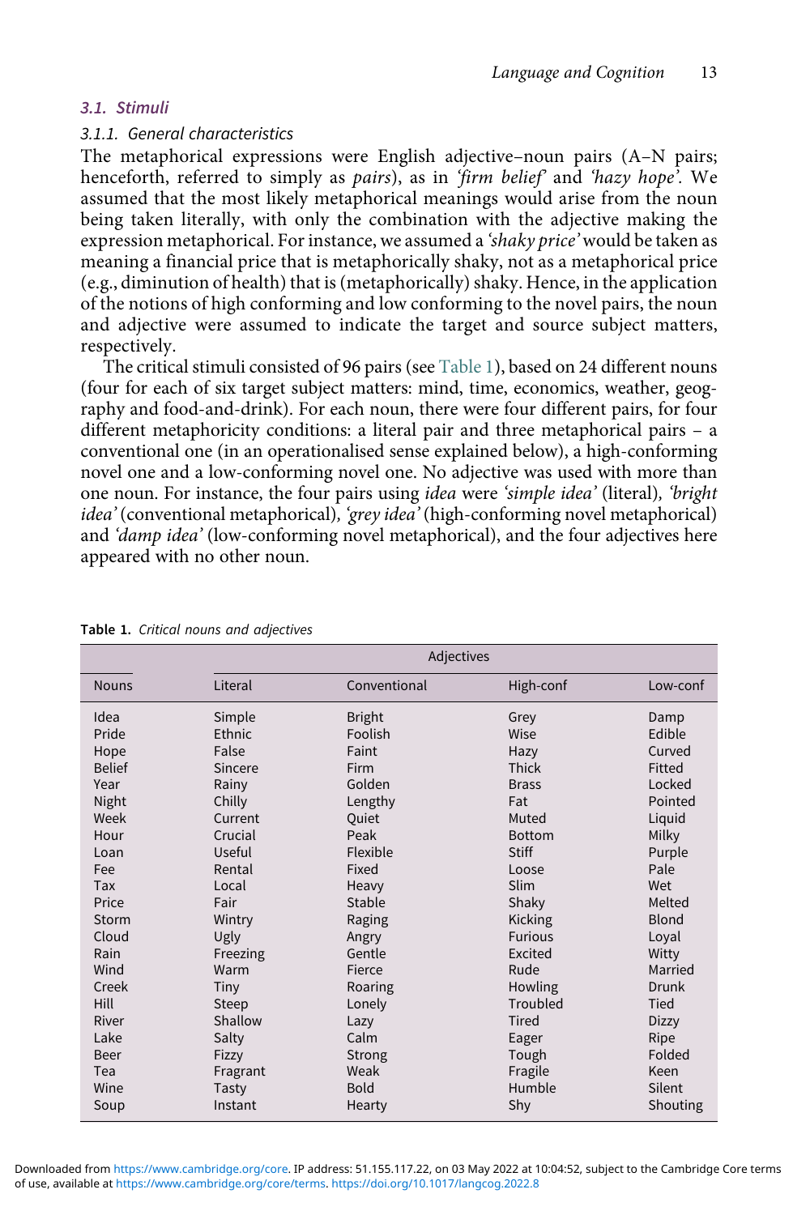### 3.1. Stimuli

#### 3.1.1. General characteristics

The metaphorical expressions were English adjective–noun pairs (A–N pairs; henceforth, referred to simply as *pairs*), as in *'firm belief'* and *'hazy hope'*. We assumed that the most likely metaphorical meanings would arise from the noun being taken literally, with only the combination with the adjective making the expression metaphorical. For instance, we assumed a *'shaky price'* would be taken as meaning a financial price that is metaphorically shaky, not as a metaphorical price (e.g., diminution of health) that is (metaphorically) shaky. Hence, in the application of the notions of high conforming and low conforming to the novel pairs, the noun and adjective were assumed to indicate the target and source subject matters, respectively.

The critical stimuli consisted of 96 pairs (see Table 1), based on 24 different nouns (four for each of six target subject matters: mind, time, economics, weather, geography and food-and-drink). For each noun, there were four different pairs, for four different metaphoricity conditions: a literal pair and three metaphorical pairs – a conventional one (in an operationalised sense explained below), a high-conforming novel one and a low-conforming novel one. No adjective was used with more than one noun. For instance, the four pairs using *idea* were *'simple idea'* (literal), *'bright idea'* (conventional metaphorical), *'grey idea'* (high-conforming novel metaphorical) and *'damp idea'* (low-conforming novel metaphorical), and the four adjectives here appeared with no other noun.

**Table 1.** *Critical nouns and adjectives*

| | Adjectives | | | |
|---|---|---|---|---|
| Nouns | Literal | Conventional | High-conf | Low-conf |
| Idea | Simple | Bright | Grey | Damp |
| Pride | Ethnic | Foolish | Wise | Edible |
| Hope | False | Faint | Hazy | Curved |
| Belief | Sincere | Firm | Thick | Fitted |
| Year | Rainy | Golden | Brass | Locked |
| Night | Chilly | Lengthy | Fat | Pointed |
| Week | Current | Quiet | Muted | Liquid |
| Hour | Crucial | Peak | Bottom | Milky |
| Loan | Useful | Flexible | Stiff | Purple |
| Fee | Rental | Fixed | Loose | Pale |
| Tax | Local | Heavy | Slim | Wet |
| Price | Fair | Stable | Shaky | Melted |
| Storm | Wintry | Raging | Kicking | Blond |
| Cloud | Ugly | Angry | Furious | Loyal |
| Rain | Freezing | Gentle | Excited | Witty |
| Wind | Warm | Fierce | Rude | Married |
| Creek | Tiny | Roaring | Howling | Drunk |
| Hill | Steep | Lonely | Troubled | Tied |
| River | Shallow | Lazy | Tired | Dizzy |
| Lake | Salty | Calm | Eager | Ripe |
| Beer | Fizzy | Strong | Tough | Folded |
| Tea | Fragrant | Weak | Fragile | Keen |
| Wine | Tasty | Bold | Humble | Silent |
| Soup | Instant | Hearty | Shy | Shouting |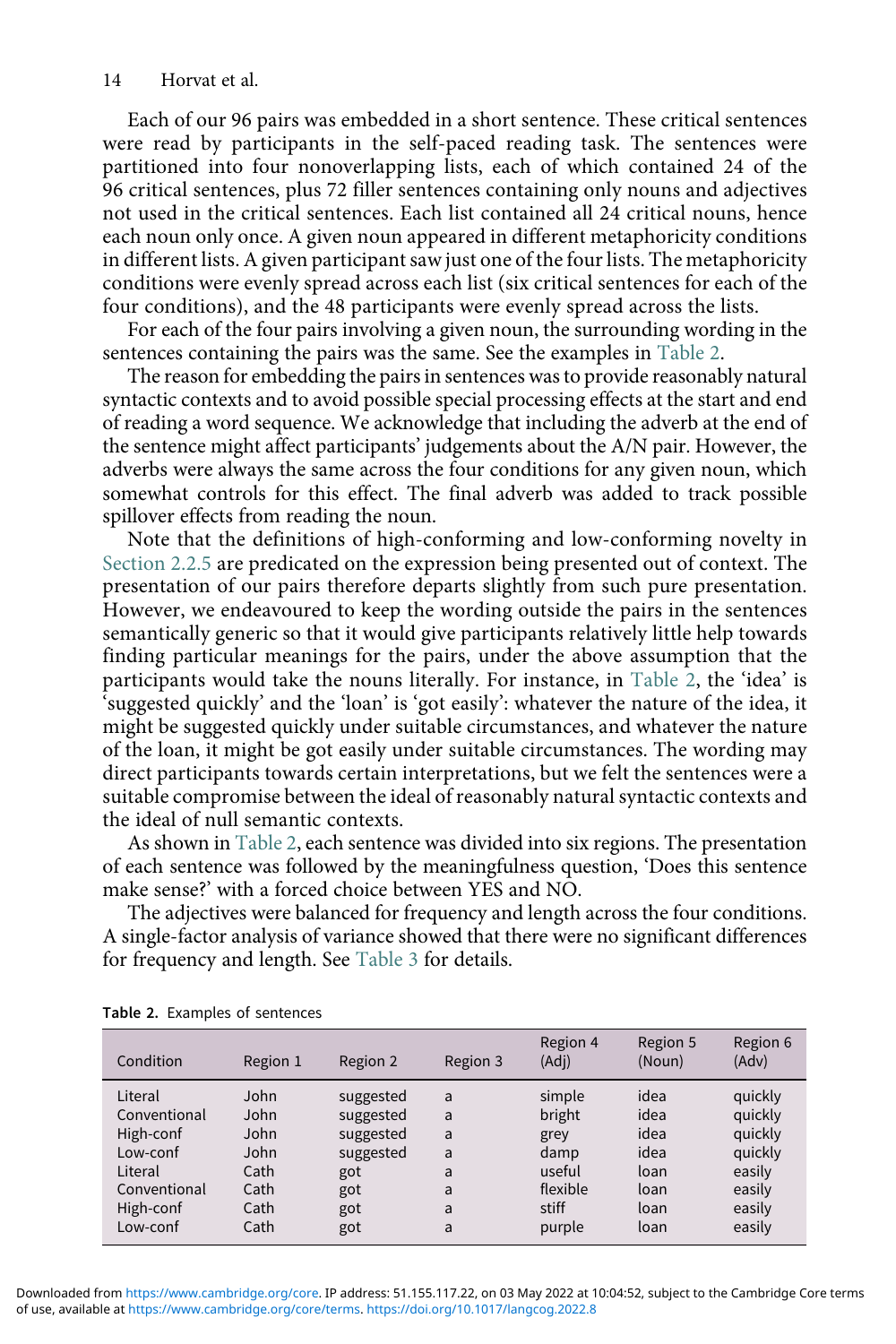Each of our 96 pairs was embedded in a short sentence. These critical sentences were read by participants in the self-paced reading task. The sentences were partitioned into four nonoverlapping lists, each of which contained 24 of the 96 critical sentences, plus 72 filler sentences containing only nouns and adjectives not used in the critical sentences. Each list contained all 24 critical nouns, hence each noun only once. A given noun appeared in different metaphoricity conditions in different lists. A given participant saw just one of the four lists. The metaphoricity conditions were evenly spread across each list (six critical sentences for each of the four conditions), and the 48 participants were evenly spread across the lists.

For each of the four pairs involving a given noun, the surrounding wording in the sentences containing the pairs was the same. See the examples in Table 2.

The reason for embedding the pairs in sentences was to provide reasonably natural syntactic contexts and to avoid possible special processing effects at the start and end of reading a word sequence. We acknowledge that including the adverb at the end of the sentence might affect participants' judgements about the A/N pair. However, the adverbs were always the same across the four conditions for any given noun, which somewhat controls for this effect. The final adverb was added to track possible spillover effects from reading the noun.

Note that the definitions of high-conforming and low-conforming novelty in Section 2.2.5 are predicated on the expression being presented out of context. The presentation of our pairs therefore departs slightly from such pure presentation. However, we endeavoured to keep the wording outside the pairs in the sentences semantically generic so that it would give participants relatively little help towards finding particular meanings for the pairs, under the above assumption that the participants would take the nouns literally. For instance, in Table 2, the 'idea' is 'suggested quickly' and the 'loan' is 'got easily': whatever the nature of the idea, it might be suggested quickly under suitable circumstances, and whatever the nature of the loan, it might be got easily under suitable circumstances. The wording may direct participants towards certain interpretations, but we felt the sentences were a suitable compromise between the ideal of reasonably natural syntactic contexts and the ideal of null semantic contexts.

As shown in Table 2, each sentence was divided into six regions. The presentation of each sentence was followed by the meaningfulness question, 'Does this sentence make sense?' with a forced choice between YES and NO.

The adjectives were balanced for frequency and length across the four conditions. A single-factor analysis of variance showed that there were no significant differences for frequency and length. See Table 3 for details.

**Table 2.** Examples of sentences

| Condition | Region 1 | Region 2 | Region 3 | Region 4 (Adj) | Region 5 (Noun) | Region 6 (Adv) |
|---|---|---|---|---|---|---|
| Literal | John | suggested | a | simple | idea | quickly |
| Conventional | John | suggested | a | bright | idea | quickly |
| High-conf | John | suggested | a | grey | idea | quickly |
| Low-conf | John | suggested | a | damp | idea | quickly |
| Literal | Cath | got | a | useful | loan | easily |
| Conventional | Cath | got | a | flexible | loan | easily |
| High-conf | Cath | got | a | stiff | loan | easily |
| Low-conf | Cath | got | a | purple | loan | easily |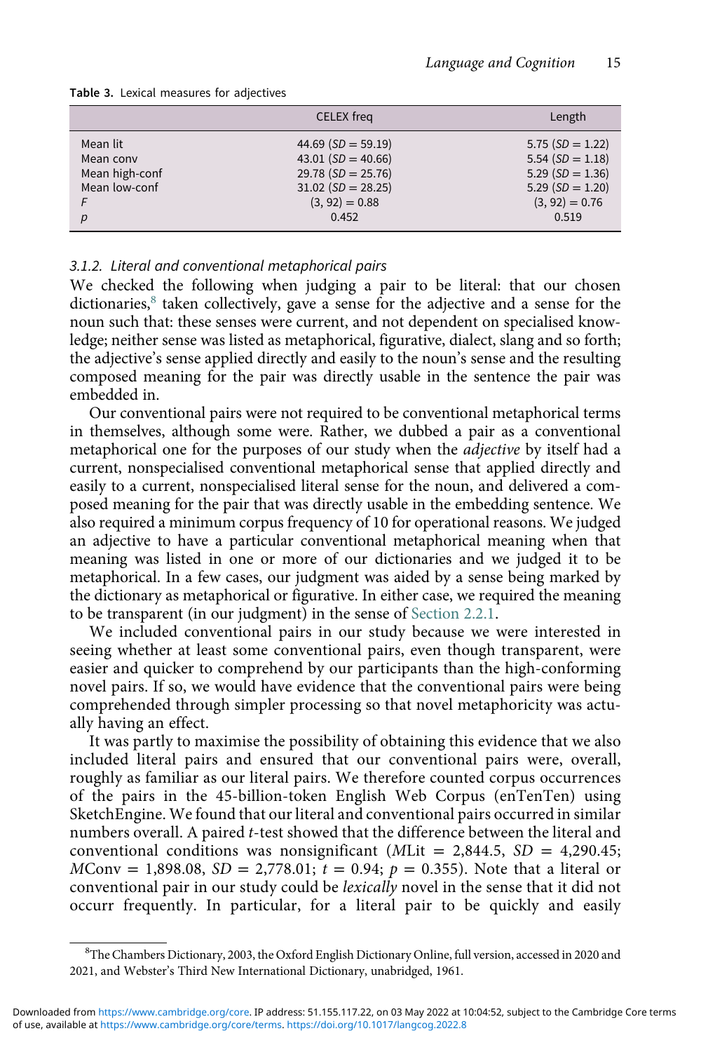Table 3. Lexical measures for adjectives

| | CELEX freq | Length |
|---|---|---|
| Mean lit | 44.69 ($SD$ = 59.19) | 5.75 ($SD$ = 1.22) |
| Mean conv | 43.01 ($SD$ = 40.66) | 5.54 ($SD$ = 1.18) |
| Mean high-conf | 29.78 ($SD$ = 25.76) | 5.29 ($SD$ = 1.36) |
| Mean low-conf | 31.02 ($SD$ = 28.25) | 5.29 ($SD$ = 1.20) |
| $F$ | (3, 92) = 0.88 | (3, 92) = 0.76 |
| $p$ | 0.452 | 0.519 |

### *3.1.2. Literal and conventional metaphorical pairs*

We checked the following when judging a pair to be literal: that our chosen dictionaries,[8] taken collectively, gave a sense for the adjective and a sense for the noun such that: these senses were current, and not dependent on specialised knowledge; neither sense was listed as metaphorical, figurative, dialect, slang and so forth; the adjective's sense applied directly and easily to the noun's sense and the resulting composed meaning for the pair was directly usable in the sentence the pair was embedded in.

Our conventional pairs were not required to be conventional metaphorical terms in themselves, although some were. Rather, we dubbed a pair as a conventional metaphorical one for the purposes of our study when the *adjective* by itself had a current, nonspecialised conventional metaphorical sense that applied directly and easily to a current, nonspecialised literal sense for the noun, and delivered a composed meaning for the pair that was directly usable in the embedding sentence. We also required a minimum corpus frequency of 10 for operational reasons. We judged an adjective to have a particular conventional metaphorical meaning when that meaning was listed in one or more of our dictionaries and we judged it to be metaphorical. In a few cases, our judgment was aided by a sense being marked by the dictionary as metaphorical or figurative. In either case, we required the meaning to be transparent (in our judgment) in the sense of Section 2.2.1.

We included conventional pairs in our study because we were interested in seeing whether at least some conventional pairs, even though transparent, were easier and quicker to comprehend by our participants than the high-conforming novel pairs. If so, we would have evidence that the conventional pairs were being comprehended through simpler processing so that novel metaphoricity was actually having an effect.

It was partly to maximise the possibility of obtaining this evidence that we also included literal pairs and ensured that our conventional pairs were, overall, roughly as familiar as our literal pairs. We therefore counted corpus occurrences of the pairs in the 45-billion-token English Web Corpus (enTenTen) using SketchEngine. We found that our literal and conventional pairs occurred in similar numbers overall. A paired $t$-test showed that the difference between the literal and conventional conditions was nonsignificant ($M$Lit = 2,844.5, $SD$ = 4,290.45; $M$Conv = 1,898.08, $SD$ = 2,778.01; $t$ = 0.94; $p$ = 0.355). Note that a literal or conventional pair in our study could be *lexically* novel in the sense that it did not occurr frequently. In particular, for a literal pair to be quickly and easily

[8] The Chambers Dictionary, 2003, the Oxford English Dictionary Online, full version, accessed in 2020 and 2021, and Webster's Third New International Dictionary, unabridged, 1961.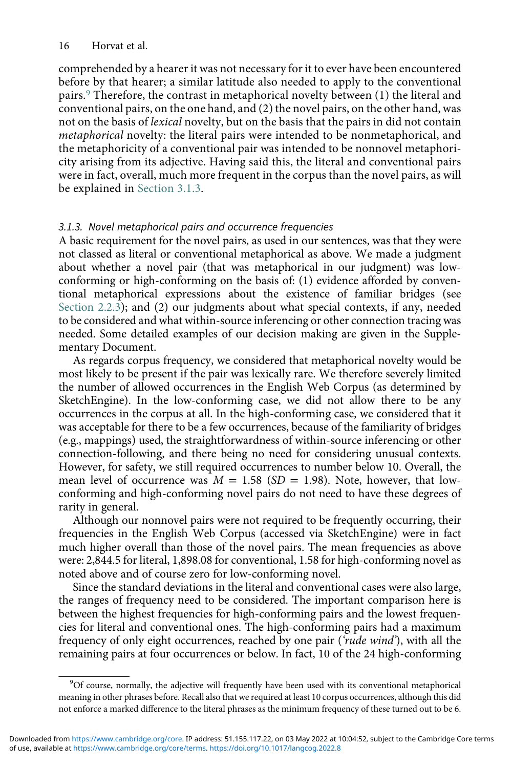comprehended by a hearer it was not necessary for it to ever have been encountered before by that hearer; a similar latitude also needed to apply to the conventional pairs.[9] Therefore, the contrast in metaphorical novelty between (1) the literal and conventional pairs, on the one hand, and (2) the novel pairs, on the other hand, was not on the basis of *lexical* novelty, but on the basis that the pairs in did not contain *metaphorical* novelty: the literal pairs were intended to be nonmetaphorical, and the metaphoricity of a conventional pair was intended to be nonnovel metaphoricity arising from its adjective. Having said this, the literal and conventional pairs were in fact, overall, much more frequent in the corpus than the novel pairs, as will be explained in Section 3.1.3.

### 3.1.3. Novel metaphorical pairs and occurrence frequencies

A basic requirement for the novel pairs, as used in our sentences, was that they were not classed as literal or conventional metaphorical as above. We made a judgment about whether a novel pair (that was metaphorical in our judgment) was low-conforming or high-conforming on the basis of: (1) evidence afforded by conventional metaphorical expressions about the existence of familiar bridges (see Section 2.2.3); and (2) our judgments about what special contexts, if any, needed to be considered and what within-source inferencing or other connection tracing was needed. Some detailed examples of our decision making are given in the Supplementary Document.

As regards corpus frequency, we considered that metaphorical novelty would be most likely to be present if the pair was lexically rare. We therefore severely limited the number of allowed occurrences in the English Web Corpus (as determined by SketchEngine). In the low-conforming case, we did not allow there to be any occurrences in the corpus at all. In the high-conforming case, we considered that it was acceptable for there to be a few occurrences, because of the familiarity of bridges (e.g., mappings) used, the straightforwardness of within-source inferencing or other connection-following, and there being no need for considering unusual contexts. However, for safety, we still required occurrences to number below 10. Overall, the mean level of occurrence was $M = 1.58$ ($SD = 1.98$). Note, however, that low-conforming and high-conforming novel pairs do not need to have these degrees of rarity in general.

Although our nonnovel pairs were not required to be frequently occurring, their frequencies in the English Web Corpus (accessed via SketchEngine) were in fact much higher overall than those of the novel pairs. The mean frequencies as above were: 2,844.5 for literal, 1,898.08 for conventional, 1.58 for high-conforming novel as noted above and of course zero for low-conforming novel.

Since the standard deviations in the literal and conventional cases were also large, the ranges of frequency need to be considered. The important comparison here is between the highest frequencies for high-conforming pairs and the lowest frequencies for literal and conventional ones. The high-conforming pairs had a maximum frequency of only eight occurrences, reached by one pair ('*rude wind*'), with all the remaining pairs at four occurrences or below. In fact, 10 of the 24 high-conforming

[9] Of course, normally, the adjective will frequently have been used with its conventional metaphorical meaning in other phrases before. Recall also that we required at least 10 corpus occurrences, although this did not enforce a marked difference to the literal phrases as the minimum frequency of these turned out to be 6.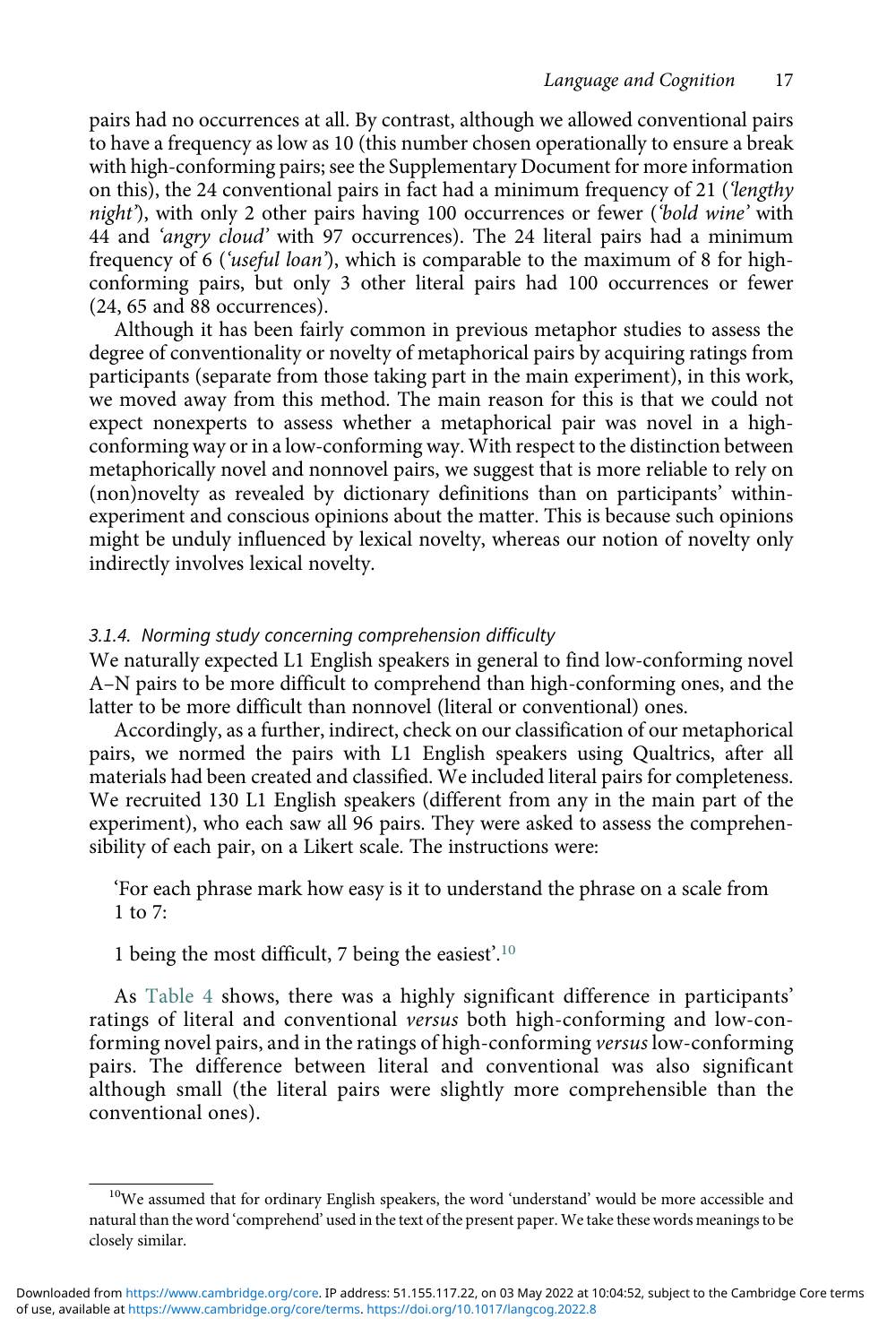pairs had no occurrences at all. By contrast, although we allowed conventional pairs to have a frequency as low as 10 (this number chosen operationally to ensure a break with high-conforming pairs; see the Supplementary Document for more information on this), the 24 conventional pairs in fact had a minimum frequency of 21 (*'lengthy night'*), with only 2 other pairs having 100 occurrences or fewer (*'bold wine'* with 44 and *'angry cloud'* with 97 occurrences). The 24 literal pairs had a minimum frequency of 6 (*'useful loan'*), which is comparable to the maximum of 8 for high-conforming pairs, but only 3 other literal pairs had 100 occurrences or fewer (24, 65 and 88 occurrences).

Although it has been fairly common in previous metaphor studies to assess the degree of conventionality or novelty of metaphorical pairs by acquiring ratings from participants (separate from those taking part in the main experiment), in this work, we moved away from this method. The main reason for this is that we could not expect nonexperts to assess whether a metaphorical pair was novel in a high-conforming way or in a low-conforming way. With respect to the distinction between metaphorically novel and nonnovel pairs, we suggest that is more reliable to rely on (non)novelty as revealed by dictionary definitions than on participants' within-experiment and conscious opinions about the matter. This is because such opinions might be unduly influenced by lexical novelty, whereas our notion of novelty only indirectly involves lexical novelty.

#### 3.1.4. Norming study concerning comprehension difficulty

We naturally expected L1 English speakers in general to find low-conforming novel A–N pairs to be more difficult to comprehend than high-conforming ones, and the latter to be more difficult than nonnovel (literal or conventional) ones.

Accordingly, as a further, indirect, check on our classification of our metaphorical pairs, we normed the pairs with L1 English speakers using Qualtrics, after all materials had been created and classified. We included literal pairs for completeness. We recruited 130 L1 English speakers (different from any in the main part of the experiment), who each saw all 96 pairs. They were asked to assess the comprehensibility of each pair, on a Likert scale. The instructions were:

> 'For each phrase mark how easy is it to understand the phrase on a scale from 1 to 7:
>
> 1 being the most difficult, 7 being the easiest'.[10]

As Table 4 shows, there was a highly significant difference in participants' ratings of literal and conventional *versus* both high-conforming and low-conforming novel pairs, and in the ratings of high-conforming *versus* low-conforming pairs. The difference between literal and conventional was also significant although small (the literal pairs were slightly more comprehensible than the conventional ones).

[10] We assumed that for ordinary English speakers, the word 'understand' would be more accessible and natural than the word 'comprehend' used in the text of the present paper. We take these words meanings to be closely similar.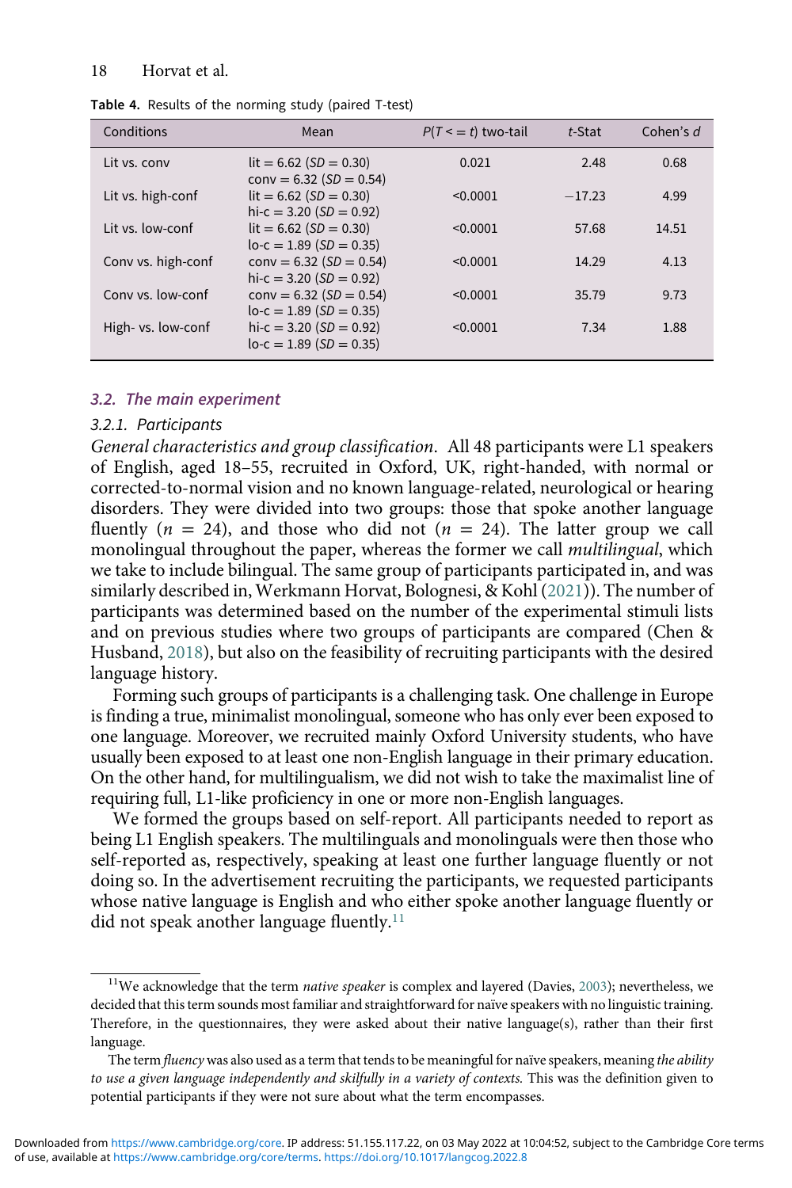**Table 4.** Results of the norming study (paired T-test)

| Conditions | Mean | $P(T <= t)$ two-tail | *t*-Stat | Cohen's *d* |
|---|---|---|---|---|
| Lit vs. conv | lit = 6.62 (*SD* = 0.30) conv = 6.32 (*SD* = 0.54) | 0.021 | 2.48 | 0.68 |
| Lit vs. high-conf | lit = 6.62 (*SD* = 0.30) hi-c = 3.20 (*SD* = 0.92) | <0.0001 | −17.23 | 4.99 |
| Lit vs. low-conf | lit = 6.62 (*SD* = 0.30) lo-c = 1.89 (*SD* = 0.35) | <0.0001 | 57.68 | 14.51 |
| Conv vs. high-conf | conv = 6.32 (*SD* = 0.54) hi-c = 3.20 (*SD* = 0.92) | <0.0001 | 14.29 | 4.13 |
| Conv vs. low-conf | conv = 6.32 (*SD* = 0.54) lo-c = 1.89 (*SD* = 0.35) | <0.0001 | 35.79 | 9.73 |
| High- vs. low-conf | hi-c = 3.20 (*SD* = 0.92) lo-c = 1.89 (*SD* = 0.35) | <0.0001 | 7.34 | 1.88 |

## 3.2. The main experiment

### 3.2.1. Participants

*General characteristics and group classification*. All 48 participants were L1 speakers of English, aged 18–55, recruited in Oxford, UK, right-handed, with normal or corrected-to-normal vision and no known language-related, neurological or hearing disorders. They were divided into two groups: those that spoke another language fluently ($n = 24$), and those who did not ($n = 24$). The latter group we call monolingual throughout the paper, whereas the former we call *multilingual*, which we take to include bilingual. The same group of participants participated in, and was similarly described in, Werkmann Horvat, Bolognesi, & Kohl (2021)). The number of participants was determined based on the number of the experimental stimuli lists and on previous studies where two groups of participants are compared (Chen & Husband, 2018), but also on the feasibility of recruiting participants with the desired language history.

Forming such groups of participants is a challenging task. One challenge in Europe is finding a true, minimalist monolingual, someone who has only ever been exposed to one language. Moreover, we recruited mainly Oxford University students, who have usually been exposed to at least one non-English language in their primary education. On the other hand, for multilingualism, we did not wish to take the maximalist line of requiring full, L1-like proficiency in one or more non-English languages.

We formed the groups based on self-report. All participants needed to report as being L1 English speakers. The multilinguals and monolinguals were then those who self-reported as, respectively, speaking at least one further language fluently or not doing so. In the advertisement recruiting the participants, we requested participants whose native language is English and who either spoke another language fluently or did not speak another language fluently.[11]

[11] We acknowledge that the term *native speaker* is complex and layered (Davies, 2003); nevertheless, we decided that this term sounds most familiar and straightforward for naïve speakers with no linguistic training. Therefore, in the questionnaires, they were asked about their native language(s), rather than their first language.

The term *fluency* was also used as a term that tends to be meaningful for naïve speakers, meaning *the ability to use a given language independently and skilfully in a variety of contexts.* This was the definition given to potential participants if they were not sure about what the term encompasses.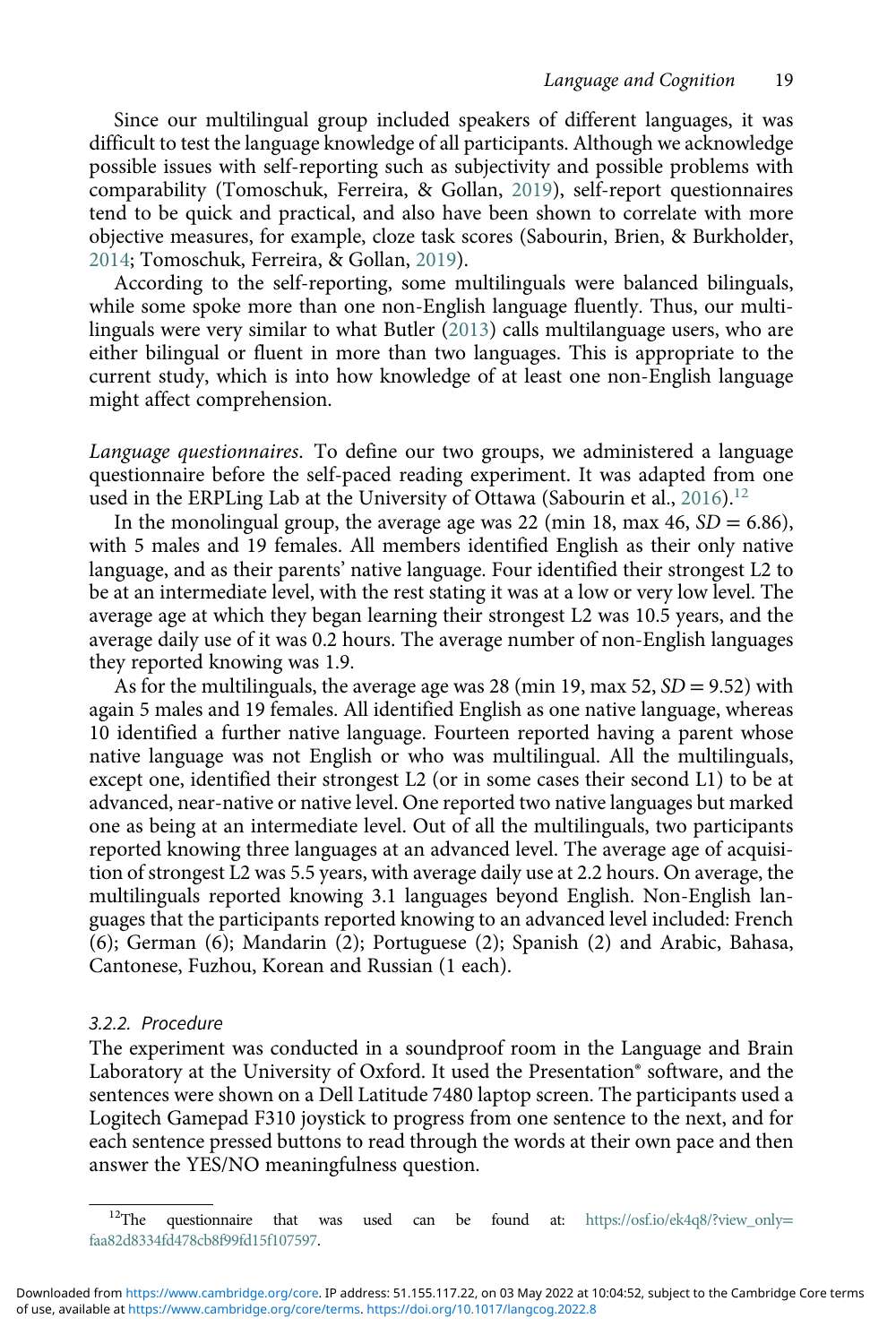Since our multilingual group included speakers of different languages, it was difficult to test the language knowledge of all participants. Although we acknowledge possible issues with self-reporting such as subjectivity and possible problems with comparability (Tomoschuk, Ferreira, & Gollan, 2019), self-report questionnaires tend to be quick and practical, and also have been shown to correlate with more objective measures, for example, cloze task scores (Sabourin, Brien, & Burkholder, 2014; Tomoschuk, Ferreira, & Gollan, 2019).

According to the self-reporting, some multilinguals were balanced bilinguals, while some spoke more than one non-English language fluently. Thus, our multilinguals were very similar to what Butler (2013) calls multilanguage users, who are either bilingual or fluent in more than two languages. This is appropriate to the current study, which is into how knowledge of at least one non-English language might affect comprehension.

*Language questionnaires.* To define our two groups, we administered a language questionnaire before the self-paced reading experiment. It was adapted from one used in the ERPLing Lab at the University of Ottawa (Sabourin et al., 2016).[12]

In the monolingual group, the average age was 22 (min 18, max 46, $SD = 6.86$), with 5 males and 19 females. All members identified English as their only native language, and as their parents' native language. Four identified their strongest L2 to be at an intermediate level, with the rest stating it was at a low or very low level. The average age at which they began learning their strongest L2 was 10.5 years, and the average daily use of it was 0.2 hours. The average number of non-English languages they reported knowing was 1.9.

As for the multilinguals, the average age was 28 (min 19, max 52, $SD = 9.52$) with again 5 males and 19 females. All identified English as one native language, whereas 10 identified a further native language. Fourteen reported having a parent whose native language was not English or who was multilingual. All the multilinguals, except one, identified their strongest L2 (or in some cases their second L1) to be at advanced, near-native or native level. One reported two native languages but marked one as being at an intermediate level. Out of all the multilinguals, two participants reported knowing three languages at an advanced level. The average age of acquisition of strongest L2 was 5.5 years, with average daily use at 2.2 hours. On average, the multilinguals reported knowing 3.1 languages beyond English. Non-English languages that the participants reported knowing to an advanced level included: French (6); German (6); Mandarin (2); Portuguese (2); Spanish (2) and Arabic, Bahasa, Cantonese, Fuzhou, Korean and Russian (1 each).

### 3.2.2. Procedure

The experiment was conducted in a soundproof room in the Language and Brain Laboratory at the University of Oxford. It used the Presentation® software, and the sentences were shown on a Dell Latitude 7480 laptop screen. The participants used a Logitech Gamepad F310 joystick to progress from one sentence to the next, and for each sentence pressed buttons to read through the words at their own pace and then answer the YES/NO meaningfulness question.

---

[12] The questionnaire that was used can be found at: https://osf.io/ek4q8/?view_only=faa82d8334fd478cb8f99fd15f107597.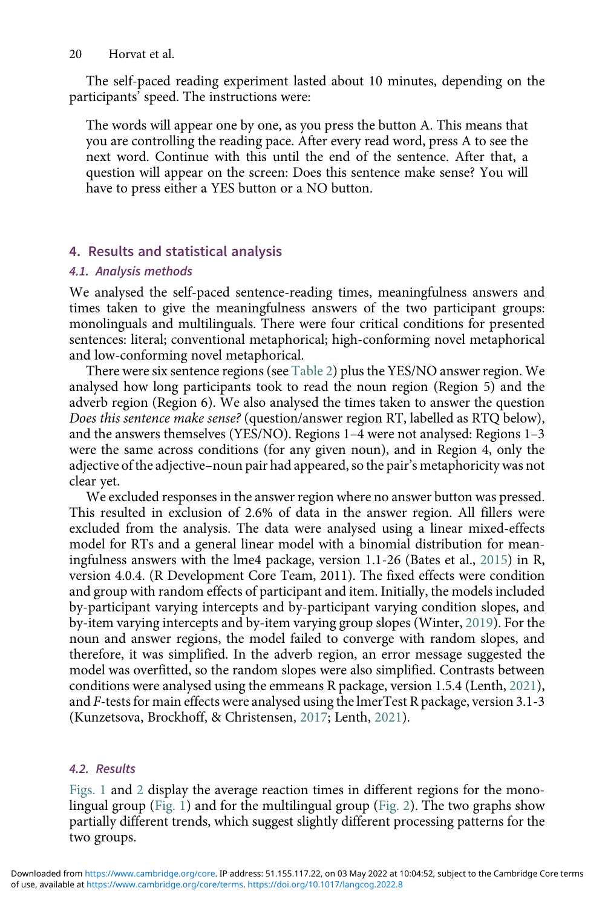The self-paced reading experiment lasted about 10 minutes, depending on the participants' speed. The instructions were:

> The words will appear one by one, as you press the button A. This means that you are controlling the reading pace. After every read word, press A to see the next word. Continue with this until the end of the sentence. After that, a question will appear on the screen: Does this sentence make sense? You will have to press either a YES button or a NO button.

## 4. Results and statistical analysis

### 4.1. Analysis methods

We analysed the self-paced sentence-reading times, meaningfulness answers and times taken to give the meaningfulness answers of the two participant groups: monolinguals and multilinguals. There were four critical conditions for presented sentences: literal; conventional metaphorical; high-conforming novel metaphorical and low-conforming novel metaphorical.

There were six sentence regions (see Table 2) plus the YES/NO answer region. We analysed how long participants took to read the noun region (Region 5) and the adverb region (Region 6). We also analysed the times taken to answer the question *Does this sentence make sense?* (question/answer region RT, labelled as RTQ below), and the answers themselves (YES/NO). Regions 1–4 were not analysed: Regions 1–3 were the same across conditions (for any given noun), and in Region 4, only the adjective of the adjective–noun pair had appeared, so the pair's metaphoricity was not clear yet.

We excluded responses in the answer region where no answer button was pressed. This resulted in exclusion of 2.6% of data in the answer region. All fillers were excluded from the analysis. The data were analysed using a linear mixed-effects model for RTs and a general linear model with a binomial distribution for meaningfulness answers with the lme4 package, version 1.1-26 (Bates et al., 2015) in R, version 4.0.4. (R Development Core Team, 2011). The fixed effects were condition and group with random effects of participant and item. Initially, the models included by-participant varying intercepts and by-participant varying condition slopes, and by-item varying intercepts and by-item varying group slopes (Winter, 2019). For the noun and answer regions, the model failed to converge with random slopes, and therefore, it was simplified. In the adverb region, an error message suggested the model was overfitted, so the random slopes were also simplified. Contrasts between conditions were analysed using the emmeans R package, version 1.5.4 (Lenth, 2021), and *F*-tests for main effects were analysed using the lmerTest R package, version 3.1-3 (Kunzetsova, Brockhoff, & Christensen, 2017; Lenth, 2021).

### 4.2. Results

Figs. 1 and 2 display the average reaction times in different regions for the monolingual group (Fig. 1) and for the multilingual group (Fig. 2). The two graphs show partially different trends, which suggest slightly different processing patterns for the two groups.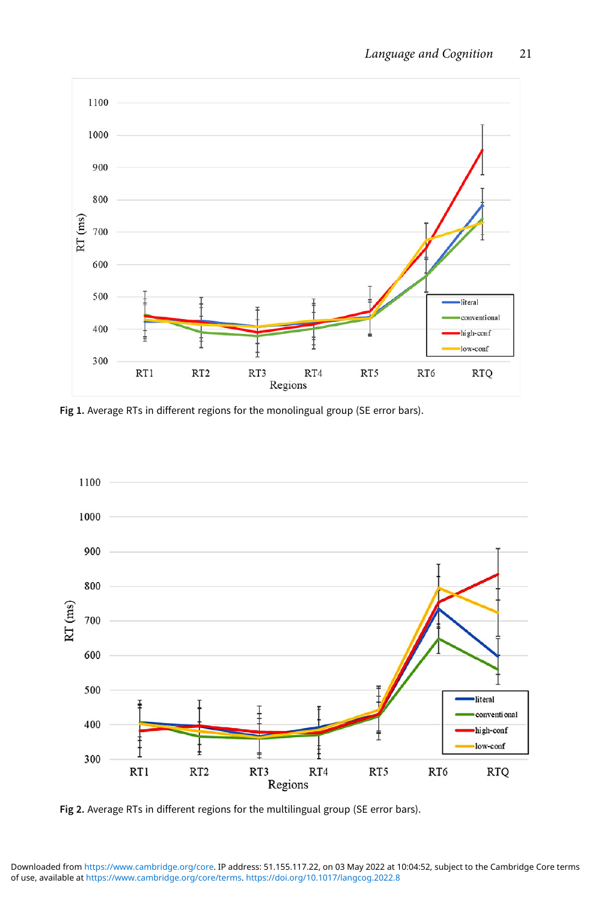Fig 1. Average RTs in different regions for the monolingual group (SE error bars).

Fig 2. Average RTs in different regions for the multilingual group (SE error bars).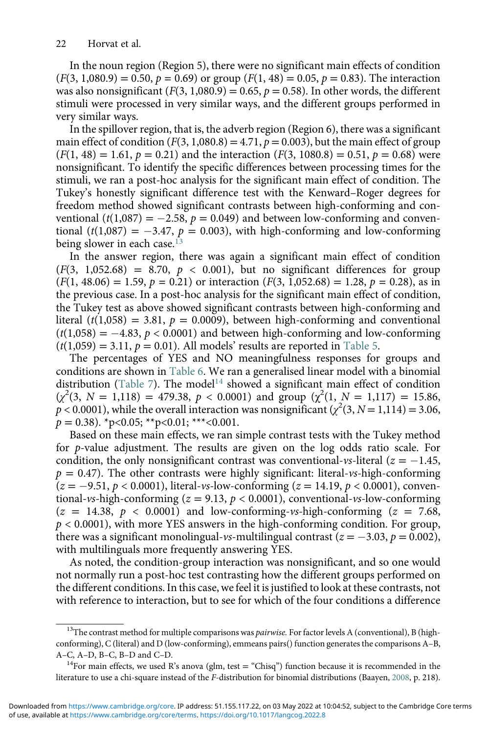In the noun region (Region 5), there were no significant main effects of condition ($F(3, 1{,}080.9) = 0.50$, $p = 0.69$) or group ($F(1, 48) = 0.05$, $p = 0.83$). The interaction was also nonsignificant ($F(3, 1{,}080.9) = 0.65$, $p = 0.58$). In other words, the different stimuli were processed in very similar ways, and the different groups performed in very similar ways.

In the spillover region, that is, the adverb region (Region 6), there was a significant main effect of condition ($F(3, 1{,}080.8) = 4.71$, $p = 0.003$), but the main effect of group ($F(1, 48) = 1.61$, $p = 0.21$) and the interaction ($F(3, 1080.8) = 0.51$, $p = 0.68$) were nonsignificant. To identify the specific differences between processing times for the stimuli, we ran a post-hoc analysis for the significant main effect of condition. The Tukey's honestly significant difference test with the Kenward–Roger degrees for freedom method showed significant contrasts between high-conforming and conventional ($t(1{,}087) = -2.58$, $p = 0.049$) and between low-conforming and conventional ($t(1{,}087) = -3.47$, $p = 0.003$), with high-conforming and low-conforming being slower in each case.[13]

In the answer region, there was again a significant main effect of condition ($F(3, 1{,}052.68) = 8.70$, $p < 0.001$), but no significant differences for group ($F(1, 48.06) = 1.59$, $p = 0.21$) or interaction ($F(3, 1{,}052.68) = 1.28$, $p = 0.28$), as in the previous case. In a post-hoc analysis for the significant main effect of condition, the Tukey test as above showed significant contrasts between high-conforming and literal ($t(1{,}058) = 3.81$, $p = 0.0009$), between high-conforming and conventional ($t(1{,}058) = -4.83$, $p < 0.0001$) and between high-conforming and low-conforming ($t(1{,}059) = 3.11$, $p = 0.01$). All models' results are reported in Table 5.

The percentages of YES and NO meaningfulness responses for groups and conditions are shown in Table 6. We ran a generalised linear model with a binomial distribution (Table 7). The model[14] showed a significant main effect of condition ($\chi^2(3, N = 1{,}118) = 479.38$, $p < 0.0001$) and group ($\chi^2(1, N = 1{,}117) = 15.86$, $p < 0.0001$), while the overall interaction was nonsignificant ($\chi^2(3, N = 1{,}114) = 3.06$, $p = 0.38$). *p<0.05; **p<0.01; ***<0.001.

Based on these main effects, we ran simple contrast tests with the Tukey method for *p*-value adjustment. The results are given on the log odds ratio scale. For condition, the only nonsignificant contrast was conventional-*vs*-literal ($z = -1.45$, $p = 0.47$). The other contrasts were highly significant: literal-*vs*-high-conforming ($z = -9.51$, $p < 0.0001$), literal-*vs*-low-conforming ($z = 14.19$, $p < 0.0001$), conventional-*vs*-high-conforming ($z = 9.13$, $p < 0.0001$), conventional-*vs*-low-conforming ($z = 14.38$, $p < 0.0001$) and low-conforming-*vs*-high-conforming ($z = 7.68$, $p < 0.0001$), with more YES answers in the high-conforming condition. For group, there was a significant monolingual-*vs*-multilingual contrast ($z = -3.03$, $p = 0.002$), with multilinguals more frequently answering YES.

As noted, the condition-group interaction was nonsignificant, and so one would not normally run a post-hoc test contrasting how the different groups performed on the different conditions. In this case, we feel it is justified to look at these contrasts, not with reference to interaction, but to see for which of the four conditions a difference

---

[13] The contrast method for multiple comparisons was *pairwise.* For factor levels A (conventional), B (high-conforming), C (literal) and D (low-conforming), emmeans pairs() function generates the comparisons A–B, A–C, A–D, B–C, B–D and C–D.

[14] For main effects, we used R's anova (glm, test = "Chisq") function because it is recommended in the literature to use a chi-square instead of the *F*-distribution for binomial distributions (Baayen, 2008, p. 218).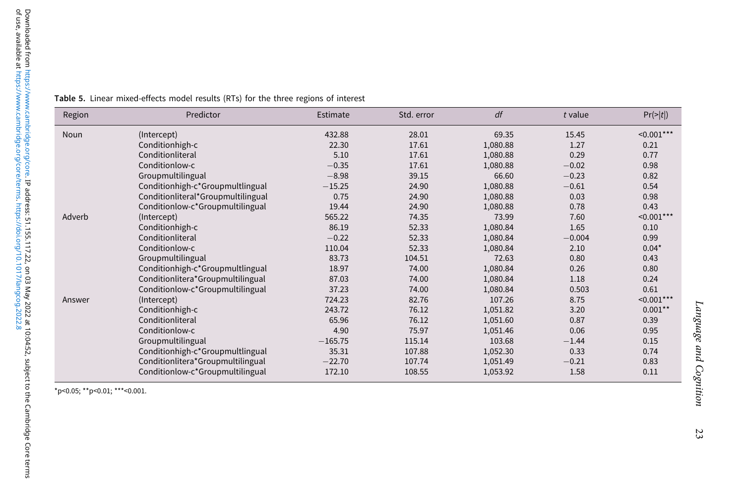**Table 5.** Linear mixed-effects model results (RTs) for the three regions of interest

| Region | Predictor | Estimate | Std. error | *df* | *t* value | Pr(>\|*t*\|) |
|---|---|---|---|---|---|---|
| Noun | (Intercept) | 432.88 | 28.01 | 69.35 | 15.45 | <0.001*** |
| | Conditionhigh-c | 22.30 | 17.61 | 1,080.88 | 1.27 | 0.21 |
| | Conditionliteral | 5.10 | 17.61 | 1,080.88 | 0.29 | 0.77 |
| | Conditionlow-c | −0.35 | 17.61 | 1,080.88 | −0.02 | 0.98 |
| | Groupmultilingual | −8.98 | 39.15 | 66.60 | −0.23 | 0.82 |
| | Conditionhigh-c*Groupmultlingual | −15.25 | 24.90 | 1,080.88 | −0.61 | 0.54 |
| | Conditionliteral*Groupmultilingual | 0.75 | 24.90 | 1,080.88 | 0.03 | 0.98 |
| | Conditionlow-c*Groupmultilingual | 19.44 | 24.90 | 1,080.88 | 0.78 | 0.43 |
| Adverb | (Intercept) | 565.22 | 74.35 | 73.99 | 7.60 | <0.001*** |
| | Conditionhigh-c | 86.19 | 52.33 | 1,080.84 | 1.65 | 0.10 |
| | Conditionliteral | −0.22 | 52.33 | 1,080.84 | −0.004 | 0.99 |
| | Conditionlow-c | 110.04 | 52.33 | 1,080.84 | 2.10 | 0.04* |
| | Groupmultilingual | 83.73 | 104.51 | 72.63 | 0.80 | 0.43 |
| | Conditionhigh-c*Groupmultlingual | 18.97 | 74.00 | 1,080.84 | 0.26 | 0.80 |
| | Conditionlitera*Groupmultilingual | 87.03 | 74.00 | 1,080.84 | 1.18 | 0.24 |
| | Conditionlow-c*Groupmultilingual | 37.23 | 74.00 | 1,080.84 | 0.503 | 0.61 |
| Answer | (Intercept) | 724.23 | 82.76 | 107.26 | 8.75 | <0.001*** |
| | Conditionhigh-c | 243.72 | 76.12 | 1,051.82 | 3.20 | 0.001** |
| | Conditionliteral | 65.96 | 76.12 | 1,051.60 | 0.87 | 0.39 |
| | Conditionlow-c | 4.90 | 75.97 | 1,051.46 | 0.06 | 0.95 |
| | Groupmultilingual | −165.75 | 115.14 | 103.68 | −1.44 | 0.15 |
| | Conditionhigh-c*Groupmultlingual | 35.31 | 107.88 | 1,052.30 | 0.33 | 0.74 |
| | Conditionlitera*Groupmultilingual | −22.70 | 107.74 | 1,051.49 | −0.21 | 0.83 |
| | Conditionlow-c*Groupmultilingual | 172.10 | 108.55 | 1,053.92 | 1.58 | 0.11 |

*p<0.05; **p<0.01; ***<0.001.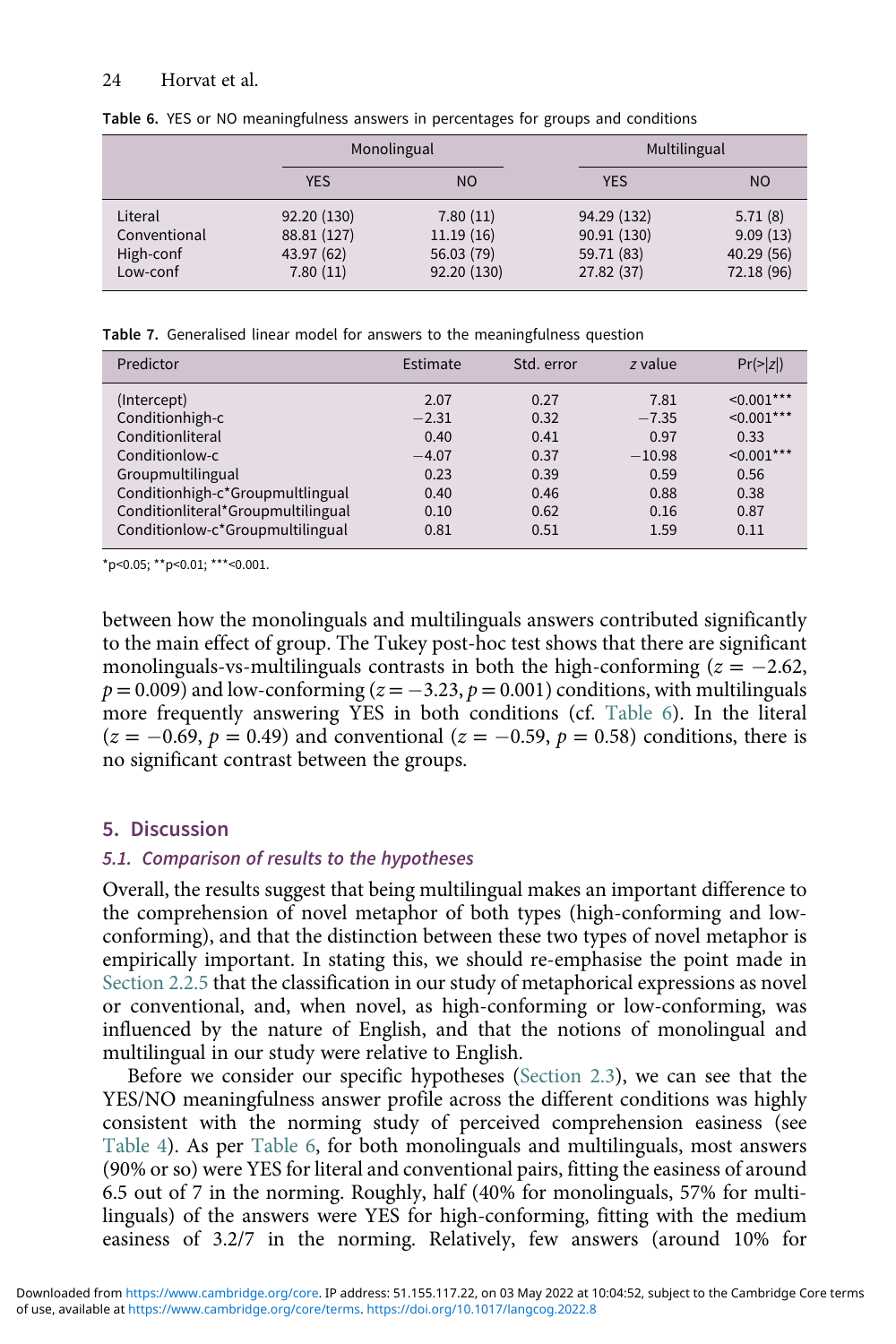**Table 6.** YES or NO meaningfulness answers in percentages for groups and conditions

| | Monolingual | | Multilingual | |
|---|---|---|---|---|
| | YES | NO | YES | NO |
| Literal | 92.20 (130) | 7.80 (11) | 94.29 (132) | 5.71 (8) |
| Conventional | 88.81 (127) | 11.19 (16) | 90.91 (130) | 9.09 (13) |
| High-conf | 43.97 (62) | 56.03 (79) | 59.71 (83) | 40.29 (56) |
| Low-conf | 7.80 (11) | 92.20 (130) | 27.82 (37) | 72.18 (96) |

**Table 7.** Generalised linear model for answers to the meaningfulness question

| Predictor | Estimate | Std. error | $z$ value | Pr(>\|z\|) |
|---|---|---|---|---|
| (Intercept) | 2.07 | 0.27 | 7.81 | <0.001*** |
| Conditionhigh-c | −2.31 | 0.32 | −7.35 | <0.001*** |
| Conditionliteral | 0.40 | 0.41 | 0.97 | 0.33 |
| Conditionlow-c | −4.07 | 0.37 | −10.98 | <0.001*** |
| Groupmultilingual | 0.23 | 0.39 | 0.59 | 0.56 |
| Conditionhigh-c*Groupmultlingual | 0.40 | 0.46 | 0.88 | 0.38 |
| Conditionliteral*Groupmultilingual | 0.10 | 0.62 | 0.16 | 0.87 |
| Conditionlow-c*Groupmultilingual | 0.81 | 0.51 | 1.59 | 0.11 |

*p<0.05; **p<0.01; ***<0.001.

between how the monolinguals and multilinguals answers contributed significantly to the main effect of group. The Tukey post-hoc test shows that there are significant monolinguals-vs-multilinguals contrasts in both the high-conforming ($z = -2.62$, $p = 0.009$) and low-conforming ($z = -3.23$, $p = 0.001$) conditions, with multilinguals more frequently answering YES in both conditions (cf. Table 6). In the literal ($z = -0.69$, $p = 0.49$) and conventional ($z = -0.59$, $p = 0.58$) conditions, there is no significant contrast between the groups.

## 5. Discussion

### 5.1. Comparison of results to the hypotheses

Overall, the results suggest that being multilingual makes an important difference to the comprehension of novel metaphor of both types (high-conforming and low-conforming), and that the distinction between these two types of novel metaphor is empirically important. In stating this, we should re-emphasise the point made in Section 2.2.5 that the classification in our study of metaphorical expressions as novel or conventional, and, when novel, as high-conforming or low-conforming, was influenced by the nature of English, and that the notions of monolingual and multilingual in our study were relative to English.

Before we consider our specific hypotheses (Section 2.3), we can see that the YES/NO meaningfulness answer profile across the different conditions was highly consistent with the norming study of perceived comprehension easiness (see Table 4). As per Table 6, for both monolinguals and multilinguals, most answers (90% or so) were YES for literal and conventional pairs, fitting the easiness of around 6.5 out of 7 in the norming. Roughly, half (40% for monolinguals, 57% for multilinguals) of the answers were YES for high-conforming, fitting with the medium easiness of 3.2/7 in the norming. Relatively, few answers (around 10% for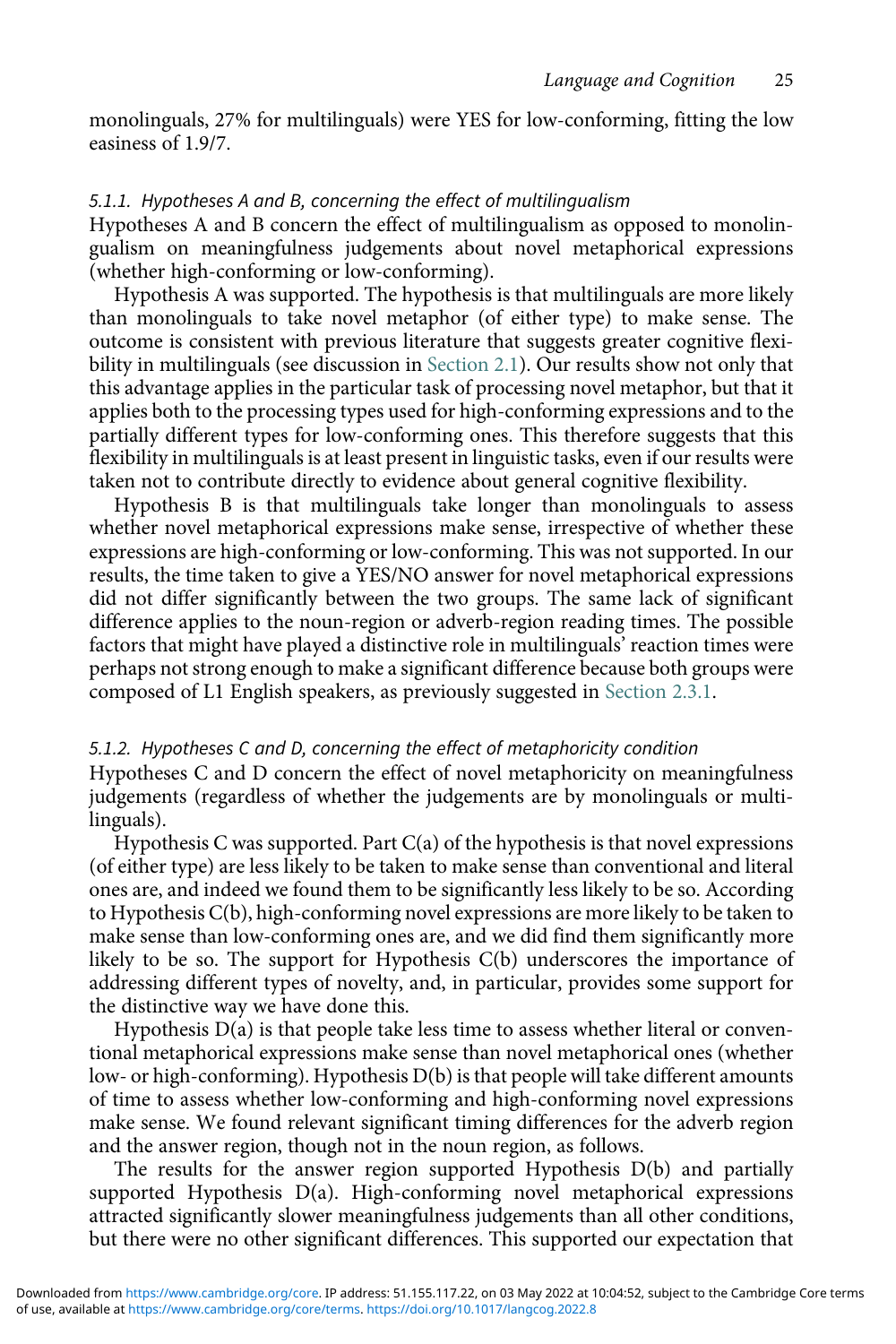monolinguals, 27% for multilinguals) were YES for low-conforming, fitting the low easiness of 1.9/7.

#### 5.1.1. Hypotheses A and B, concerning the effect of multilingualism

Hypotheses A and B concern the effect of multilingualism as opposed to monolingualism on meaningfulness judgements about novel metaphorical expressions (whether high-conforming or low-conforming).

Hypothesis A was supported. The hypothesis is that multilinguals are more likely than monolinguals to take novel metaphor (of either type) to make sense. The outcome is consistent with previous literature that suggests greater cognitive flexibility in multilinguals (see discussion in Section 2.1). Our results show not only that this advantage applies in the particular task of processing novel metaphor, but that it applies both to the processing types used for high-conforming expressions and to the partially different types for low-conforming ones. This therefore suggests that this flexibility in multilinguals is at least present in linguistic tasks, even if our results were taken not to contribute directly to evidence about general cognitive flexibility.

Hypothesis B is that multilinguals take longer than monolinguals to assess whether novel metaphorical expressions make sense, irrespective of whether these expressions are high-conforming or low-conforming. This was not supported. In our results, the time taken to give a YES/NO answer for novel metaphorical expressions did not differ significantly between the two groups. The same lack of significant difference applies to the noun-region or adverb-region reading times. The possible factors that might have played a distinctive role in multilinguals' reaction times were perhaps not strong enough to make a significant difference because both groups were composed of L1 English speakers, as previously suggested in Section 2.3.1.

#### 5.1.2. Hypotheses C and D, concerning the effect of metaphoricity condition

Hypotheses C and D concern the effect of novel metaphoricity on meaningfulness judgements (regardless of whether the judgements are by monolinguals or multilinguals).

Hypothesis C was supported. Part C(a) of the hypothesis is that novel expressions (of either type) are less likely to be taken to make sense than conventional and literal ones are, and indeed we found them to be significantly less likely to be so. According to Hypothesis C(b), high-conforming novel expressions are more likely to be taken to make sense than low-conforming ones are, and we did find them significantly more likely to be so. The support for Hypothesis C(b) underscores the importance of addressing different types of novelty, and, in particular, provides some support for the distinctive way we have done this.

Hypothesis D(a) is that people take less time to assess whether literal or conventional metaphorical expressions make sense than novel metaphorical ones (whether low- or high-conforming). Hypothesis D(b) is that people will take different amounts of time to assess whether low-conforming and high-conforming novel expressions make sense. We found relevant significant timing differences for the adverb region and the answer region, though not in the noun region, as follows.

The results for the answer region supported Hypothesis D(b) and partially supported Hypothesis D(a). High-conforming novel metaphorical expressions attracted significantly slower meaningfulness judgements than all other conditions, but there were no other significant differences. This supported our expectation that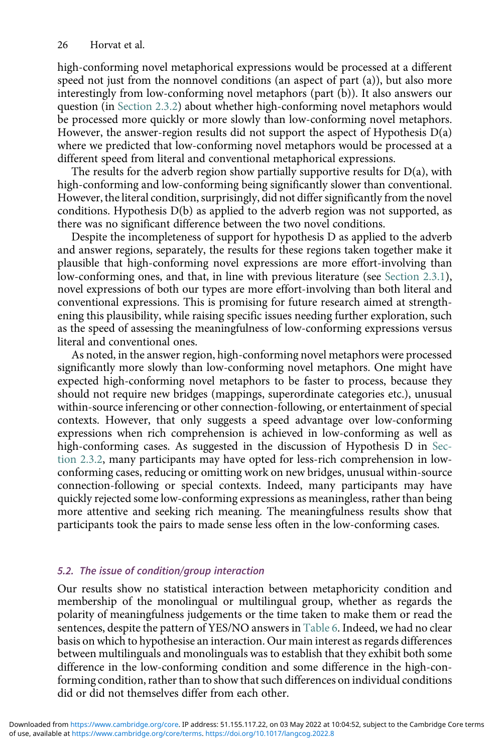high-conforming novel metaphorical expressions would be processed at a different speed not just from the nonnovel conditions (an aspect of part (a)), but also more interestingly from low-conforming novel metaphors (part (b)). It also answers our question (in Section 2.3.2) about whether high-conforming novel metaphors would be processed more quickly or more slowly than low-conforming novel metaphors. However, the answer-region results did not support the aspect of Hypothesis D(a) where we predicted that low-conforming novel metaphors would be processed at a different speed from literal and conventional metaphorical expressions.

The results for the adverb region show partially supportive results for D(a), with high-conforming and low-conforming being significantly slower than conventional. However, the literal condition, surprisingly, did not differ significantly from the novel conditions. Hypothesis D(b) as applied to the adverb region was not supported, as there was no significant difference between the two novel conditions.

Despite the incompleteness of support for hypothesis D as applied to the adverb and answer regions, separately, the results for these regions taken together make it plausible that high-conforming novel expressions are more effort-involving than low-conforming ones, and that, in line with previous literature (see Section 2.3.1), novel expressions of both our types are more effort-involving than both literal and conventional expressions. This is promising for future research aimed at strengthening this plausibility, while raising specific issues needing further exploration, such as the speed of assessing the meaningfulness of low-conforming expressions versus literal and conventional ones.

As noted, in the answer region, high-conforming novel metaphors were processed significantly more slowly than low-conforming novel metaphors. One might have expected high-conforming novel metaphors to be faster to process, because they should not require new bridges (mappings, superordinate categories etc.), unusual within-source inferencing or other connection-following, or entertainment of special contexts. However, that only suggests a speed advantage over low-conforming expressions when rich comprehension is achieved in low-conforming as well as high-conforming cases. As suggested in the discussion of Hypothesis D in Section 2.3.2, many participants may have opted for less-rich comprehension in low-conforming cases, reducing or omitting work on new bridges, unusual within-source connection-following or special contexts. Indeed, many participants may have quickly rejected some low-conforming expressions as meaningless, rather than being more attentive and seeking rich meaning. The meaningfulness results show that participants took the pairs to made sense less often in the low-conforming cases.

### *5.2. The issue of condition/group interaction*

Our results show no statistical interaction between metaphoricity condition and membership of the monolingual or multilingual group, whether as regards the polarity of meaningfulness judgements or the time taken to make them or read the sentences, despite the pattern of YES/NO answers in Table 6. Indeed, we had no clear basis on which to hypothesise an interaction. Our main interest as regards differences between multilinguals and monolinguals was to establish that they exhibit both some difference in the low-conforming condition and some difference in the high-conforming condition, rather than to show that such differences on individual conditions did or did not themselves differ from each other.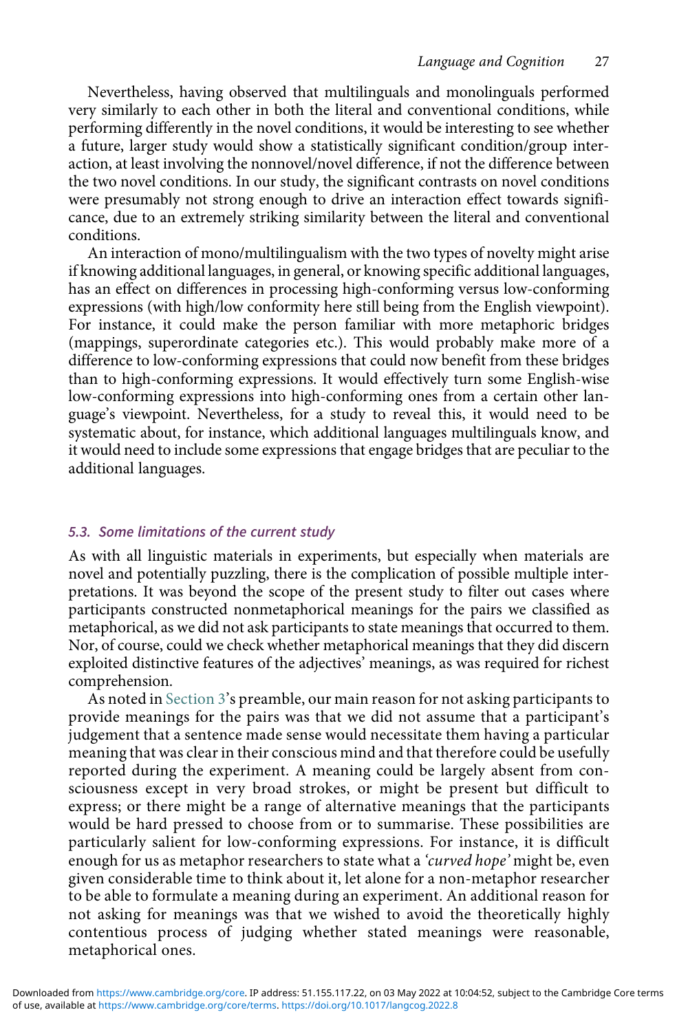Nevertheless, having observed that multilinguals and monolinguals performed very similarly to each other in both the literal and conventional conditions, while performing differently in the novel conditions, it would be interesting to see whether a future, larger study would show a statistically significant condition/group interaction, at least involving the nonnovel/novel difference, if not the difference between the two novel conditions. In our study, the significant contrasts on novel conditions were presumably not strong enough to drive an interaction effect towards significance, due to an extremely striking similarity between the literal and conventional conditions.

An interaction of mono/multilingualism with the two types of novelty might arise if knowing additional languages, in general, or knowing specific additional languages, has an effect on differences in processing high-conforming versus low-conforming expressions (with high/low conformity here still being from the English viewpoint). For instance, it could make the person familiar with more metaphoric bridges (mappings, superordinate categories etc.). This would probably make more of a difference to low-conforming expressions that could now benefit from these bridges than to high-conforming expressions. It would effectively turn some English-wise low-conforming expressions into high-conforming ones from a certain other language's viewpoint. Nevertheless, for a study to reveal this, it would need to be systematic about, for instance, which additional languages multilinguals know, and it would need to include some expressions that engage bridges that are peculiar to the additional languages.

### 5.3. Some limitations of the current study

As with all linguistic materials in experiments, but especially when materials are novel and potentially puzzling, there is the complication of possible multiple interpretations. It was beyond the scope of the present study to filter out cases where participants constructed nonmetaphorical meanings for the pairs we classified as metaphorical, as we did not ask participants to state meanings that occurred to them. Nor, of course, could we check whether metaphorical meanings that they did discern exploited distinctive features of the adjectives' meanings, as was required for richest comprehension.

As noted in Section 3's preamble, our main reason for not asking participants to provide meanings for the pairs was that we did not assume that a participant's judgement that a sentence made sense would necessitate them having a particular meaning that was clear in their conscious mind and that therefore could be usefully reported during the experiment. A meaning could be largely absent from consciousness except in very broad strokes, or might be present but difficult to express; or there might be a range of alternative meanings that the participants would be hard pressed to choose from or to summarise. These possibilities are particularly salient for low-conforming expressions. For instance, it is difficult enough for us as metaphor researchers to state what a '*curved hope*' might be, even given considerable time to think about it, let alone for a non-metaphor researcher to be able to formulate a meaning during an experiment. An additional reason for not asking for meanings was that we wished to avoid the theoretically highly contentious process of judging whether stated meanings were reasonable, metaphorical ones.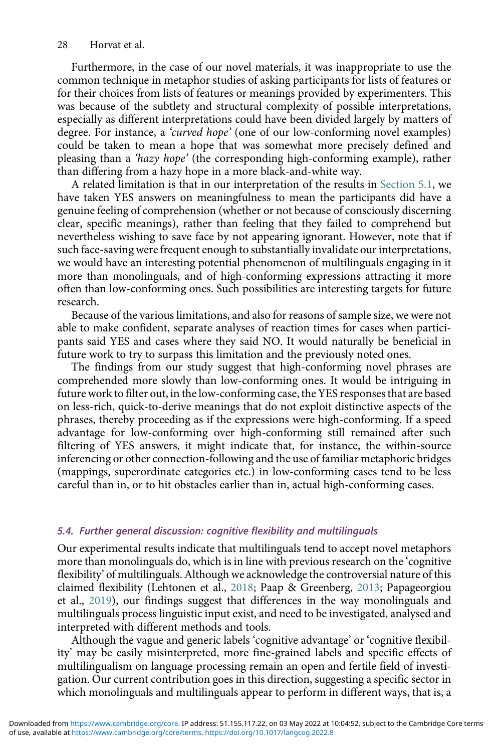Furthermore, in the case of our novel materials, it was inappropriate to use the common technique in metaphor studies of asking participants for lists of features or for their choices from lists of features or meanings provided by experimenters. This was because of the subtlety and structural complexity of possible interpretations, especially as different interpretations could have been divided largely by matters of degree. For instance, a *'curved hope'* (one of our low-conforming novel examples) could be taken to mean a hope that was somewhat more precisely defined and pleasing than a *'hazy hope'* (the corresponding high-conforming example), rather than differing from a hazy hope in a more black-and-white way.

A related limitation is that in our interpretation of the results in Section 5.1, we have taken YES answers on meaningfulness to mean the participants did have a genuine feeling of comprehension (whether or not because of consciously discerning clear, specific meanings), rather than feeling that they failed to comprehend but nevertheless wishing to save face by not appearing ignorant. However, note that if such face-saving were frequent enough to substantially invalidate our interpretations, we would have an interesting potential phenomenon of multilinguals engaging in it more than monolinguals, and of high-conforming expressions attracting it more often than low-conforming ones. Such possibilities are interesting targets for future research.

Because of the various limitations, and also for reasons of sample size, we were not able to make confident, separate analyses of reaction times for cases when participants said YES and cases where they said NO. It would naturally be beneficial in future work to try to surpass this limitation and the previously noted ones.

The findings from our study suggest that high-conforming novel phrases are comprehended more slowly than low-conforming ones. It would be intriguing in future work to filter out, in the low-conforming case, the YES responses that are based on less-rich, quick-to-derive meanings that do not exploit distinctive aspects of the phrases, thereby proceeding as if the expressions were high-conforming. If a speed advantage for low-conforming over high-conforming still remained after such filtering of YES answers, it might indicate that, for instance, the within-source inferencing or other connection-following and the use of familiar metaphoric bridges (mappings, superordinate categories etc.) in low-conforming cases tend to be less careful than in, or to hit obstacles earlier than in, actual high-conforming cases.

### *5.4. Further general discussion: cognitive flexibility and multilinguals*

Our experimental results indicate that multilinguals tend to accept novel metaphors more than monolinguals do, which is in line with previous research on the 'cognitive flexibility' of multilinguals. Although we acknowledge the controversial nature of this claimed flexibility (Lehtonen et al., 2018; Paap & Greenberg, 2013; Papageorgiou et al., 2019), our findings suggest that differences in the way monolinguals and multilinguals process linguistic input exist, and need to be investigated, analysed and interpreted with different methods and tools.

Although the vague and generic labels 'cognitive advantage' or 'cognitive flexibility' may be easily misinterpreted, more fine-grained labels and specific effects of multilingualism on language processing remain an open and fertile field of investigation. Our current contribution goes in this direction, suggesting a specific sector in which monolinguals and multilinguals appear to perform in different ways, that is, a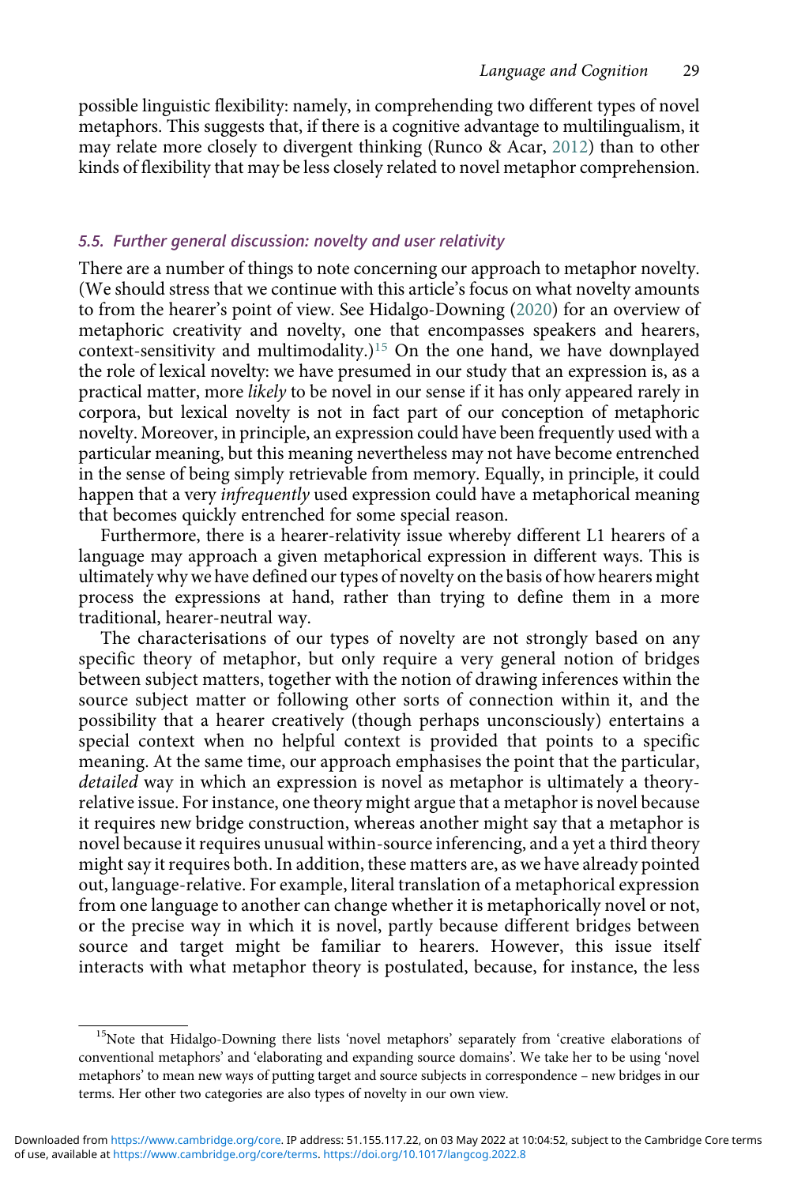possible linguistic flexibility: namely, in comprehending two different types of novel metaphors. This suggests that, if there is a cognitive advantage to multilingualism, it may relate more closely to divergent thinking (Runco & Acar, 2012) than to other kinds of flexibility that may be less closely related to novel metaphor comprehension.

### *5.5. Further general discussion: novelty and user relativity*

There are a number of things to note concerning our approach to metaphor novelty. (We should stress that we continue with this article's focus on what novelty amounts to from the hearer's point of view. See Hidalgo-Downing (2020) for an overview of metaphoric creativity and novelty, one that encompasses speakers and hearers, context-sensitivity and multimodality.)[15] On the one hand, we have downplayed the role of lexical novelty: we have presumed in our study that an expression is, as a practical matter, more *likely* to be novel in our sense if it has only appeared rarely in corpora, but lexical novelty is not in fact part of our conception of metaphoric novelty. Moreover, in principle, an expression could have been frequently used with a particular meaning, but this meaning nevertheless may not have become entrenched in the sense of being simply retrievable from memory. Equally, in principle, it could happen that a very *infrequently* used expression could have a metaphorical meaning that becomes quickly entrenched for some special reason.

Furthermore, there is a hearer-relativity issue whereby different L1 hearers of a language may approach a given metaphorical expression in different ways. This is ultimately why we have defined our types of novelty on the basis of how hearers might process the expressions at hand, rather than trying to define them in a more traditional, hearer-neutral way.

The characterisations of our types of novelty are not strongly based on any specific theory of metaphor, but only require a very general notion of bridges between subject matters, together with the notion of drawing inferences within the source subject matter or following other sorts of connection within it, and the possibility that a hearer creatively (though perhaps unconsciously) entertains a special context when no helpful context is provided that points to a specific meaning. At the same time, our approach emphasises the point that the particular, *detailed* way in which an expression is novel as metaphor is ultimately a theory-relative issue. For instance, one theory might argue that a metaphor is novel because it requires new bridge construction, whereas another might say that a metaphor is novel because it requires unusual within-source inferencing, and a yet a third theory might say it requires both. In addition, these matters are, as we have already pointed out, language-relative. For example, literal translation of a metaphorical expression from one language to another can change whether it is metaphorically novel or not, or the precise way in which it is novel, partly because different bridges between source and target might be familiar to hearers. However, this issue itself interacts with what metaphor theory is postulated, because, for instance, the less

[15] Note that Hidalgo-Downing there lists 'novel metaphors' separately from 'creative elaborations of conventional metaphors' and 'elaborating and expanding source domains'. We take her to be using 'novel metaphors' to mean new ways of putting target and source subjects in correspondence – new bridges in our terms. Her other two categories are also types of novelty in our own view.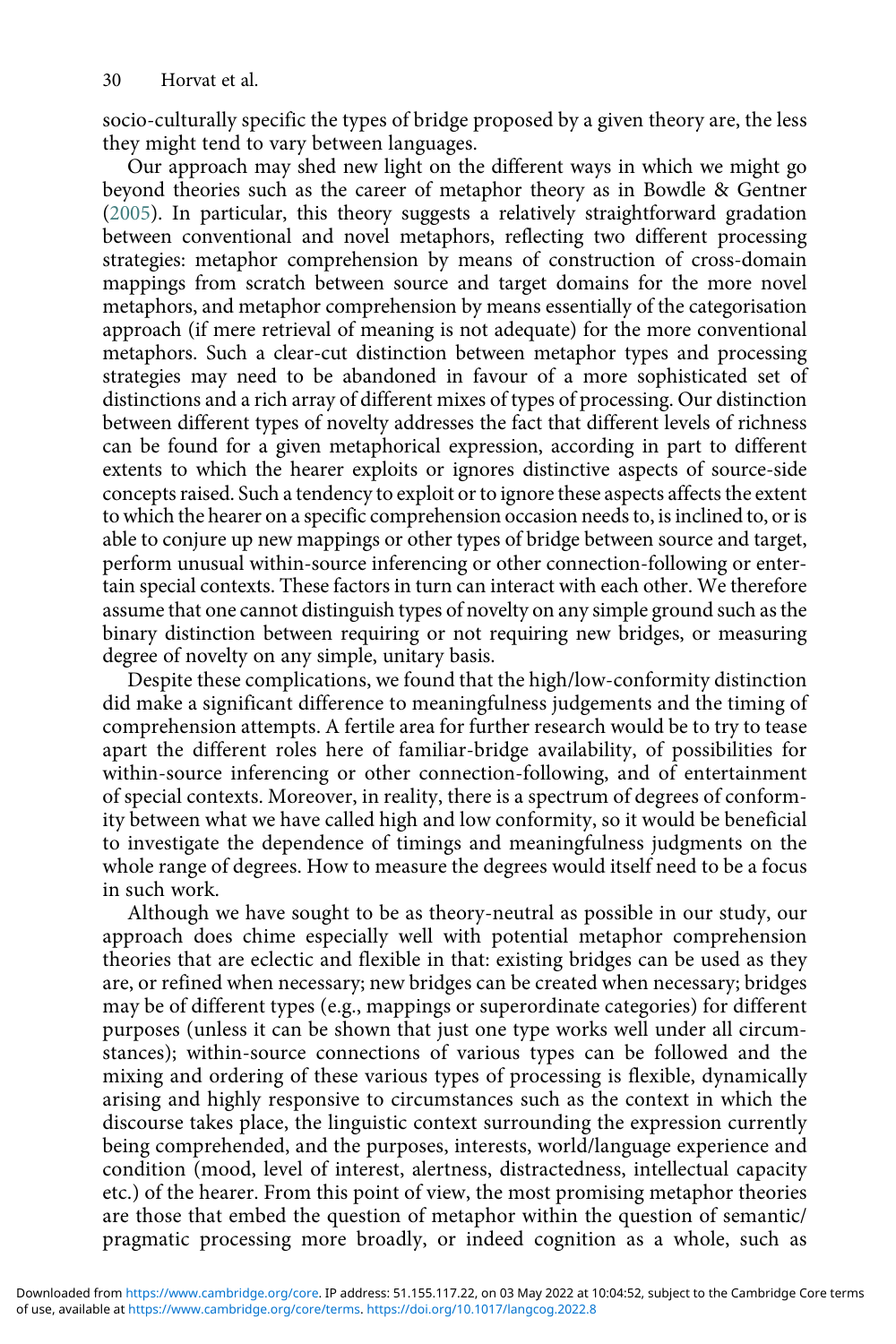socio-culturally specific the types of bridge proposed by a given theory are, the less they might tend to vary between languages.

Our approach may shed new light on the different ways in which we might go beyond theories such as the career of metaphor theory as in Bowdle & Gentner (2005). In particular, this theory suggests a relatively straightforward gradation between conventional and novel metaphors, reflecting two different processing strategies: metaphor comprehension by means of construction of cross-domain mappings from scratch between source and target domains for the more novel metaphors, and metaphor comprehension by means essentially of the categorisation approach (if mere retrieval of meaning is not adequate) for the more conventional metaphors. Such a clear-cut distinction between metaphor types and processing strategies may need to be abandoned in favour of a more sophisticated set of distinctions and a rich array of different mixes of types of processing. Our distinction between different types of novelty addresses the fact that different levels of richness can be found for a given metaphorical expression, according in part to different extents to which the hearer exploits or ignores distinctive aspects of source-side concepts raised. Such a tendency to exploit or to ignore these aspects affects the extent to which the hearer on a specific comprehension occasion needs to, is inclined to, or is able to conjure up new mappings or other types of bridge between source and target, perform unusual within-source inferencing or other connection-following or entertain special contexts. These factors in turn can interact with each other. We therefore assume that one cannot distinguish types of novelty on any simple ground such as the binary distinction between requiring or not requiring new bridges, or measuring degree of novelty on any simple, unitary basis.

Despite these complications, we found that the high/low-conformity distinction did make a significant difference to meaningfulness judgements and the timing of comprehension attempts. A fertile area for further research would be to try to tease apart the different roles here of familiar-bridge availability, of possibilities for within-source inferencing or other connection-following, and of entertainment of special contexts. Moreover, in reality, there is a spectrum of degrees of conformity between what we have called high and low conformity, so it would be beneficial to investigate the dependence of timings and meaningfulness judgments on the whole range of degrees. How to measure the degrees would itself need to be a focus in such work.

Although we have sought to be as theory-neutral as possible in our study, our approach does chime especially well with potential metaphor comprehension theories that are eclectic and flexible in that: existing bridges can be used as they are, or refined when necessary; new bridges can be created when necessary; bridges may be of different types (e.g., mappings or superordinate categories) for different purposes (unless it can be shown that just one type works well under all circumstances); within-source connections of various types can be followed and the mixing and ordering of these various types of processing is flexible, dynamically arising and highly responsive to circumstances such as the context in which the discourse takes place, the linguistic context surrounding the expression currently being comprehended, and the purposes, interests, world/language experience and condition (mood, level of interest, alertness, distractedness, intellectual capacity etc.) of the hearer. From this point of view, the most promising metaphor theories are those that embed the question of metaphor within the question of semantic/pragmatic processing more broadly, or indeed cognition as a whole, such as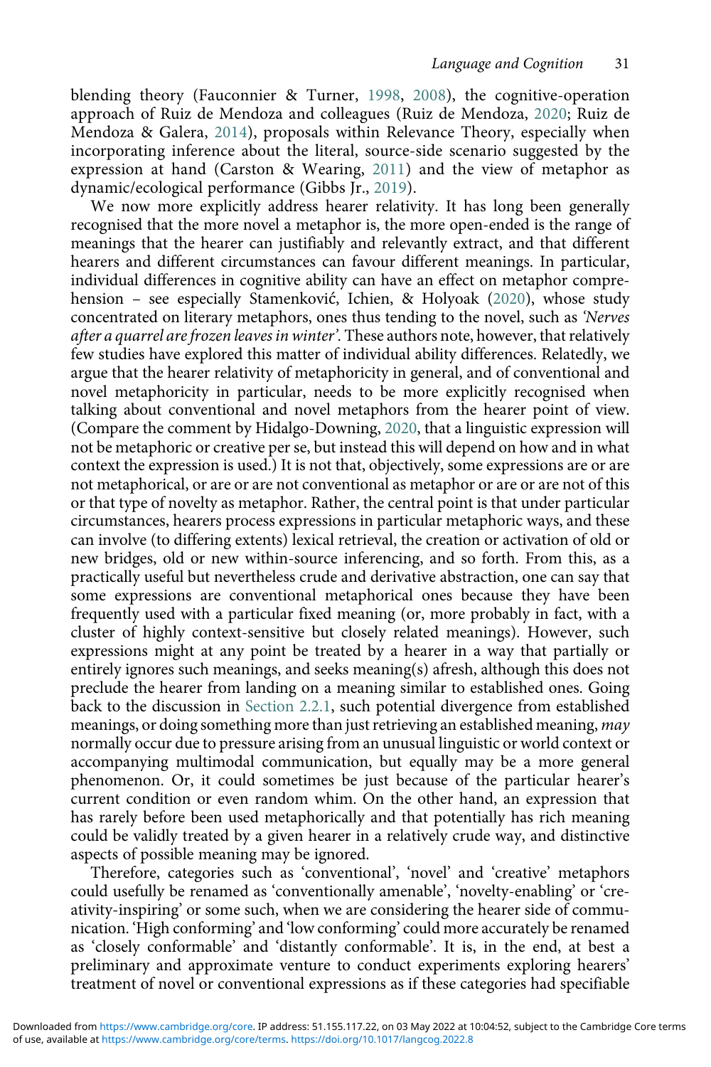blending theory (Fauconnier & Turner, 1998, 2008), the cognitive-operation approach of Ruiz de Mendoza and colleagues (Ruiz de Mendoza, 2020; Ruiz de Mendoza & Galera, 2014), proposals within Relevance Theory, especially when incorporating inference about the literal, source-side scenario suggested by the expression at hand (Carston & Wearing, 2011) and the view of metaphor as dynamic/ecological performance (Gibbs Jr., 2019).

We now more explicitly address hearer relativity. It has long been generally recognised that the more novel a metaphor is, the more open-ended is the range of meanings that the hearer can justifiably and relevantly extract, and that different hearers and different circumstances can favour different meanings. In particular, individual differences in cognitive ability can have an effect on metaphor comprehension – see especially Stamenković, Ichien, & Holyoak (2020), whose study concentrated on literary metaphors, ones thus tending to the novel, such as *'Nerves after a quarrel are frozen leaves in winter'*. These authors note, however, that relatively few studies have explored this matter of individual ability differences. Relatedly, we argue that the hearer relativity of metaphoricity in general, and of conventional and novel metaphoricity in particular, needs to be more explicitly recognised when talking about conventional and novel metaphors from the hearer point of view. (Compare the comment by Hidalgo-Downing, 2020, that a linguistic expression will not be metaphoric or creative per se, but instead this will depend on how and in what context the expression is used.) It is not that, objectively, some expressions are or are not metaphorical, or are or are not conventional as metaphor or are or are not of this or that type of novelty as metaphor. Rather, the central point is that under particular circumstances, hearers process expressions in particular metaphoric ways, and these can involve (to differing extents) lexical retrieval, the creation or activation of old or new bridges, old or new within-source inferencing, and so forth. From this, as a practically useful but nevertheless crude and derivative abstraction, one can say that some expressions are conventional metaphorical ones because they have been frequently used with a particular fixed meaning (or, more probably in fact, with a cluster of highly context-sensitive but closely related meanings). However, such expressions might at any point be treated by a hearer in a way that partially or entirely ignores such meanings, and seeks meaning(s) afresh, although this does not preclude the hearer from landing on a meaning similar to established ones. Going back to the discussion in Section 2.2.1, such potential divergence from established meanings, or doing something more than just retrieving an established meaning, *may* normally occur due to pressure arising from an unusual linguistic or world context or accompanying multimodal communication, but equally may be a more general phenomenon. Or, it could sometimes be just because of the particular hearer's current condition or even random whim. On the other hand, an expression that has rarely before been used metaphorically and that potentially has rich meaning could be validly treated by a given hearer in a relatively crude way, and distinctive aspects of possible meaning may be ignored.

Therefore, categories such as 'conventional', 'novel' and 'creative' metaphors could usefully be renamed as 'conventionally amenable', 'novelty-enabling' or 'creativity-inspiring' or some such, when we are considering the hearer side of communication. 'High conforming' and 'low conforming' could more accurately be renamed as 'closely conformable' and 'distantly conformable'. It is, in the end, at best a preliminary and approximate venture to conduct experiments exploring hearers' treatment of novel or conventional expressions as if these categories had specifiable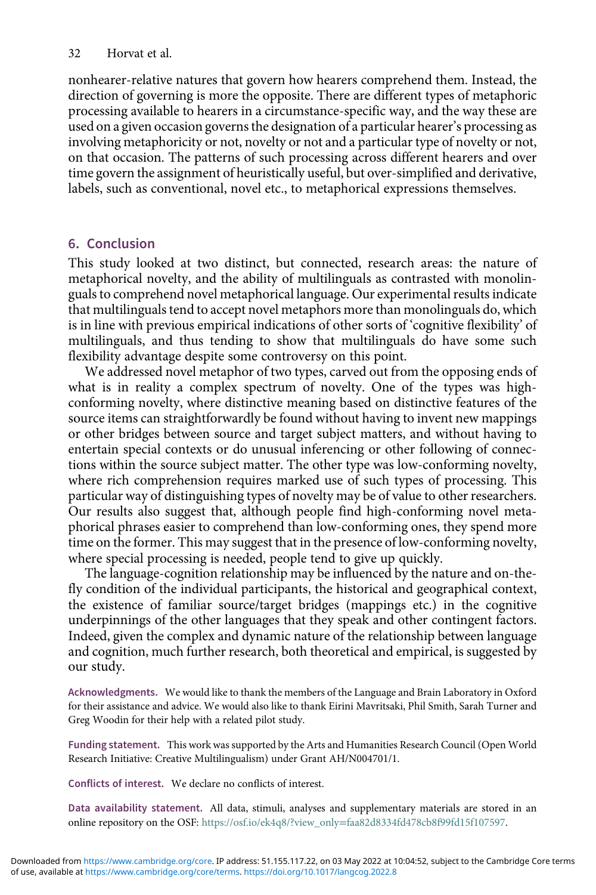nonhearer-relative natures that govern how hearers comprehend them. Instead, the direction of governing is more the opposite. There are different types of metaphoric processing available to hearers in a circumstance-specific way, and the way these are used on a given occasion governs the designation of a particular hearer's processing as involving metaphoricity or not, novelty or not and a particular type of novelty or not, on that occasion. The patterns of such processing across different hearers and over time govern the assignment of heuristically useful, but over-simplified and derivative, labels, such as conventional, novel etc., to metaphorical expressions themselves.

## 6. Conclusion

This study looked at two distinct, but connected, research areas: the nature of metaphorical novelty, and the ability of multilinguals as contrasted with monolinguals to comprehend novel metaphorical language. Our experimental results indicate that multilinguals tend to accept novel metaphors more than monolinguals do, which is in line with previous empirical indications of other sorts of 'cognitive flexibility' of multilinguals, and thus tending to show that multilinguals do have some such flexibility advantage despite some controversy on this point.

We addressed novel metaphor of two types, carved out from the opposing ends of what is in reality a complex spectrum of novelty. One of the types was high-conforming novelty, where distinctive meaning based on distinctive features of the source items can straightforwardly be found without having to invent new mappings or other bridges between source and target subject matters, and without having to entertain special contexts or do unusual inferencing or other following of connections within the source subject matter. The other type was low-conforming novelty, where rich comprehension requires marked use of such types of processing. This particular way of distinguishing types of novelty may be of value to other researchers. Our results also suggest that, although people find high-conforming novel metaphorical phrases easier to comprehend than low-conforming ones, they spend more time on the former. This may suggest that in the presence of low-conforming novelty, where special processing is needed, people tend to give up quickly.

The language-cognition relationship may be influenced by the nature and on-the-fly condition of the individual participants, the historical and geographical context, the existence of familiar source/target bridges (mappings etc.) in the cognitive underpinnings of the other languages that they speak and other contingent factors. Indeed, given the complex and dynamic nature of the relationship between language and cognition, much further research, both theoretical and empirical, is suggested by our study.

**Acknowledgments.** We would like to thank the members of the Language and Brain Laboratory in Oxford for their assistance and advice. We would also like to thank Eirini Mavritsaki, Phil Smith, Sarah Turner and Greg Woodin for their help with a related pilot study.

**Funding statement.** This work was supported by the Arts and Humanities Research Council (Open World Research Initiative: Creative Multilingualism) under Grant AH/N004701/1.

**Conflicts of interest.** We declare no conflicts of interest.

**Data availability statement.** All data, stimuli, analyses and supplementary materials are stored in an online repository on the OSF: https://osf.io/ek4q8/?view_only=faa82d8334fd478cb8f99fd15f107597.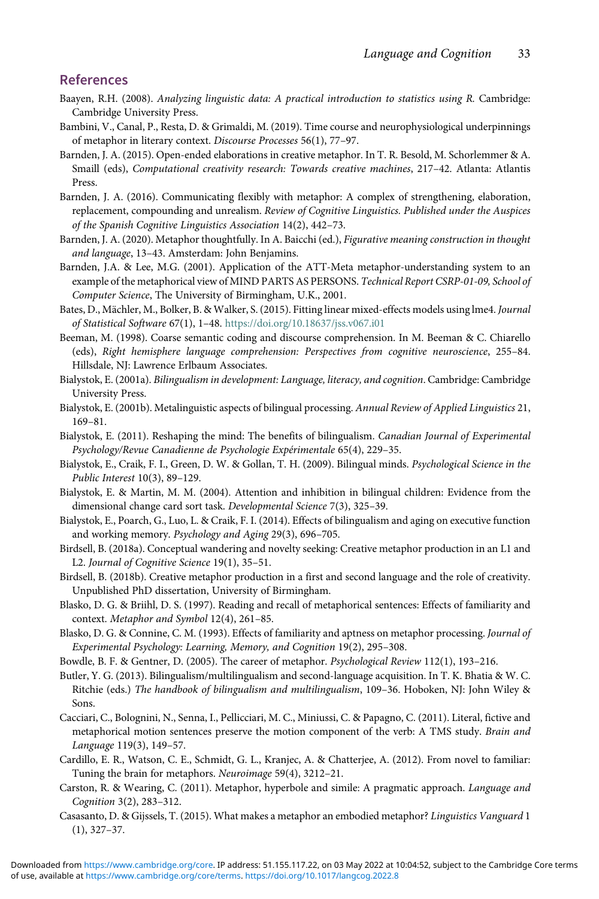## References

Baayen, R.H. (2008). *Analyzing linguistic data: A practical introduction to statistics using R.* Cambridge: Cambridge University Press.

Bambini, V., Canal, P., Resta, D. & Grimaldi, M. (2019). Time course and neurophysiological underpinnings of metaphor in literary context. *Discourse Processes* 56(1), 77–97.

Barnden, J. A. (2015). Open-ended elaborations in creative metaphor. In T. R. Besold, M. Schorlemmer & A. Smaill (eds), *Computational creativity research: Towards creative machines*, 217–42. Atlanta: Atlantis Press.

Barnden, J. A. (2016). Communicating flexibly with metaphor: A complex of strengthening, elaboration, replacement, compounding and unrealism. *Review of Cognitive Linguistics. Published under the Auspices of the Spanish Cognitive Linguistics Association* 14(2), 442–73.

Barnden, J. A. (2020). Metaphor thoughtfully. In A. Baicchi (ed.), *Figurative meaning construction in thought and language*, 13–43. Amsterdam: John Benjamins.

Barnden, J.A. & Lee, M.G. (2001). Application of the ATT-Meta metaphor-understanding system to an example of the metaphorical view of MIND PARTS AS PERSONS. *Technical Report CSRP-01-09, School of Computer Science*, The University of Birmingham, U.K., 2001.

Bates, D., Mächler, M., Bolker, B. & Walker, S. (2015). Fitting linear mixed-effects models using lme4. *Journal of Statistical Software* 67(1), 1–48. https://doi.org/10.18637/jss.v067.i01

Beeman, M. (1998). Coarse semantic coding and discourse comprehension. In M. Beeman & C. Chiarello (eds), *Right hemisphere language comprehension: Perspectives from cognitive neuroscience*, 255–84. Hillsdale, NJ: Lawrence Erlbaum Associates.

Bialystok, E. (2001a). *Bilingualism in development: Language, literacy, and cognition*. Cambridge: Cambridge University Press.

Bialystok, E. (2001b). Metalinguistic aspects of bilingual processing. *Annual Review of Applied Linguistics* 21, 169–81.

Bialystok, E. (2011). Reshaping the mind: The benefits of bilingualism. *Canadian Journal of Experimental Psychology/Revue Canadienne de Psychologie Expérimentale* 65(4), 229–35.

Bialystok, E., Craik, F. I., Green, D. W. & Gollan, T. H. (2009). Bilingual minds. *Psychological Science in the Public Interest* 10(3), 89–129.

Bialystok, E. & Martin, M. M. (2004). Attention and inhibition in bilingual children: Evidence from the dimensional change card sort task. *Developmental Science* 7(3), 325–39.

Bialystok, E., Poarch, G., Luo, L. & Craik, F. I. (2014). Effects of bilingualism and aging on executive function and working memory. *Psychology and Aging* 29(3), 696–705.

Birdsell, B. (2018a). Conceptual wandering and novelty seeking: Creative metaphor production in an L1 and L2. *Journal of Cognitive Science* 19(1), 35–51.

Birdsell, B. (2018b). Creative metaphor production in a first and second language and the role of creativity. Unpublished PhD dissertation, University of Birmingham.

Blasko, D. G. & Briihl, D. S. (1997). Reading and recall of metaphorical sentences: Effects of familiarity and context. *Metaphor and Symbol* 12(4), 261–85.

Blasko, D. G. & Connine, C. M. (1993). Effects of familiarity and aptness on metaphor processing. *Journal of Experimental Psychology: Learning, Memory, and Cognition* 19(2), 295–308.

Bowdle, B. F. & Gentner, D. (2005). The career of metaphor. *Psychological Review* 112(1), 193–216.

Butler, Y. G. (2013). Bilingualism/multilingualism and second-language acquisition. In T. K. Bhatia & W. C. Ritchie (eds.) *The handbook of bilingualism and multilingualism*, 109–36. Hoboken, NJ: John Wiley & Sons.

Cacciari, C., Bolognini, N., Senna, I., Pellicciari, M. C., Miniussi, C. & Papagno, C. (2011). Literal, fictive and metaphorical motion sentences preserve the motion component of the verb: A TMS study. *Brain and Language* 119(3), 149–57.

Cardillo, E. R., Watson, C. E., Schmidt, G. L., Kranjec, A. & Chatterjee, A. (2012). From novel to familiar: Tuning the brain for metaphors. *Neuroimage* 59(4), 3212–21.

Carston, R. & Wearing, C. (2011). Metaphor, hyperbole and simile: A pragmatic approach. *Language and Cognition* 3(2), 283–312.

Casasanto, D. & Gijssels, T. (2015). What makes a metaphor an embodied metaphor? *Linguistics Vanguard* 1 (1), 327–37.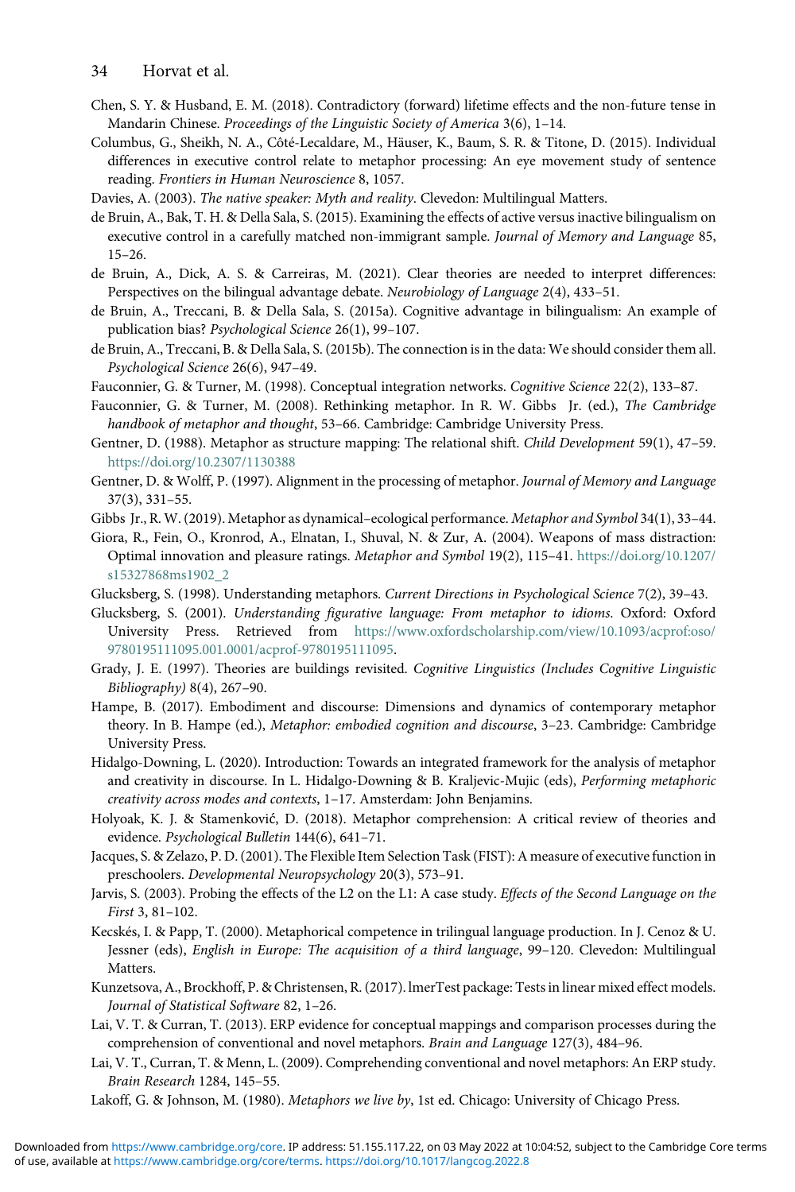Chen, S. Y. & Husband, E. M. (2018). Contradictory (forward) lifetime effects and the non-future tense in Mandarin Chinese. *Proceedings of the Linguistic Society of America* 3(6), 1–14.

Columbus, G., Sheikh, N. A., Côté-Lecaldare, M., Häuser, K., Baum, S. R. & Titone, D. (2015). Individual differences in executive control relate to metaphor processing: An eye movement study of sentence reading. *Frontiers in Human Neuroscience* 8, 1057.

Davies, A. (2003). *The native speaker: Myth and reality*. Clevedon: Multilingual Matters.

de Bruin, A., Bak, T. H. & Della Sala, S. (2015). Examining the effects of active versus inactive bilingualism on executive control in a carefully matched non-immigrant sample. *Journal of Memory and Language* 85, 15–26.

de Bruin, A., Dick, A. S. & Carreiras, M. (2021). Clear theories are needed to interpret differences: Perspectives on the bilingual advantage debate. *Neurobiology of Language* 2(4), 433–51.

de Bruin, A., Treccani, B. & Della Sala, S. (2015a). Cognitive advantage in bilingualism: An example of publication bias? *Psychological Science* 26(1), 99–107.

de Bruin, A., Treccani, B. & Della Sala, S. (2015b). The connection is in the data: We should consider them all. *Psychological Science* 26(6), 947–49.

Fauconnier, G. & Turner, M. (1998). Conceptual integration networks. *Cognitive Science* 22(2), 133–87.

Fauconnier, G. & Turner, M. (2008). Rethinking metaphor. In R. W. Gibbs Jr. (ed.), *The Cambridge handbook of metaphor and thought*, 53–66. Cambridge: Cambridge University Press.

Gentner, D. (1988). Metaphor as structure mapping: The relational shift. *Child Development* 59(1), 47–59. https://doi.org/10.2307/1130388

Gentner, D. & Wolff, P. (1997). Alignment in the processing of metaphor. *Journal of Memory and Language* 37(3), 331–55.

Gibbs Jr., R. W. (2019). Metaphor as dynamical–ecological performance. *Metaphor and Symbol* 34(1), 33–44.

Giora, R., Fein, O., Kronrod, A., Elnatan, I., Shuval, N. & Zur, A. (2004). Weapons of mass distraction: Optimal innovation and pleasure ratings. *Metaphor and Symbol* 19(2), 115–41. https://doi.org/10.1207/s15327868ms1902_2

Glucksberg, S. (1998). Understanding metaphors. *Current Directions in Psychological Science* 7(2), 39–43.

Glucksberg, S. (2001). *Understanding figurative language: From metaphor to idioms*. Oxford: Oxford University Press. Retrieved from https://www.oxfordscholarship.com/view/10.1093/acprof:oso/9780195111095.001.0001/acprof-9780195111095.

Grady, J. E. (1997). Theories are buildings revisited. *Cognitive Linguistics (Includes Cognitive Linguistic Bibliography)* 8(4), 267–90.

Hampe, B. (2017). Embodiment and discourse: Dimensions and dynamics of contemporary metaphor theory. In B. Hampe (ed.), *Metaphor: embodied cognition and discourse*, 3–23. Cambridge: Cambridge University Press.

Hidalgo-Downing, L. (2020). Introduction: Towards an integrated framework for the analysis of metaphor and creativity in discourse. In L. Hidalgo-Downing & B. Kraljevic-Mujic (eds), *Performing metaphoric creativity across modes and contexts*, 1–17. Amsterdam: John Benjamins.

Holyoak, K. J. & Stamenković, D. (2018). Metaphor comprehension: A critical review of theories and evidence. *Psychological Bulletin* 144(6), 641–71.

Jacques, S. & Zelazo, P. D. (2001). The Flexible Item Selection Task (FIST): A measure of executive function in preschoolers. *Developmental Neuropsychology* 20(3), 573–91.

Jarvis, S. (2003). Probing the effects of the L2 on the L1: A case study. *Effects of the Second Language on the First* 3, 81–102.

Kecskés, I. & Papp, T. (2000). Metaphorical competence in trilingual language production. In J. Cenoz & U. Jessner (eds), *English in Europe: The acquisition of a third language*, 99–120. Clevedon: Multilingual Matters.

Kunzetsova, A., Brockhoff, P. & Christensen, R. (2017). lmerTest package: Tests in linear mixed effect models. *Journal of Statistical Software* 82, 1–26.

Lai, V. T. & Curran, T. (2013). ERP evidence for conceptual mappings and comparison processes during the comprehension of conventional and novel metaphors. *Brain and Language* 127(3), 484–96.

Lai, V. T., Curran, T. & Menn, L. (2009). Comprehending conventional and novel metaphors: An ERP study. *Brain Research* 1284, 145–55.

Lakoff, G. & Johnson, M. (1980). *Metaphors we live by*, 1st ed. Chicago: University of Chicago Press.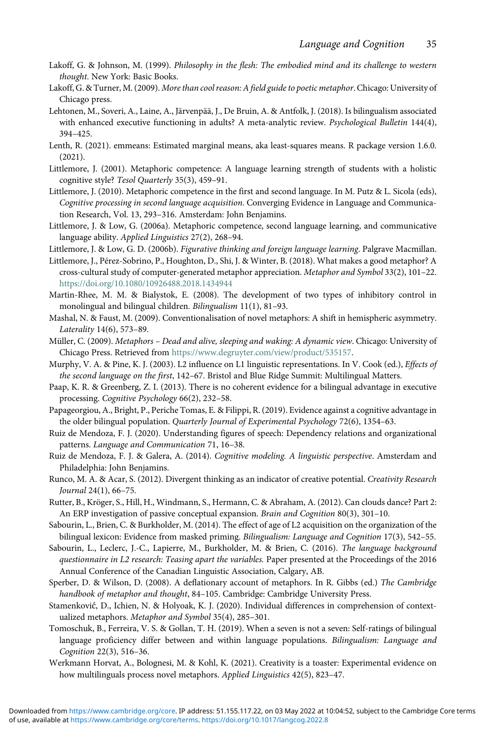Lakoff, G. & Johnson, M. (1999). *Philosophy in the flesh: The embodied mind and its challenge to western thought*. New York: Basic Books.

Lakoff, G. & Turner, M. (2009). *More than cool reason: A field guide to poetic metaphor*. Chicago: University of Chicago press.

Lehtonen, M., Soveri, A., Laine, A., Järvenpää, J., De Bruin, A. & Antfolk, J. (2018). Is bilingualism associated with enhanced executive functioning in adults? A meta-analytic review. *Psychological Bulletin* 144(4), 394–425.

Lenth, R. (2021). emmeans: Estimated marginal means, aka least-squares means. R package version 1.6.0. (2021).

Littlemore, J. (2001). Metaphoric competence: A language learning strength of students with a holistic cognitive style? *Tesol Quarterly* 35(3), 459–91.

Littlemore, J. (2010). Metaphoric competence in the first and second language. In M. Putz & L. Sicola (eds), *Cognitive processing in second language acquisition*. Converging Evidence in Language and Communication Research, Vol. 13, 293–316. Amsterdam: John Benjamins.

Littlemore, J. & Low, G. (2006a). Metaphoric competence, second language learning, and communicative language ability. *Applied Linguistics* 27(2), 268–94.

Littlemore, J. & Low, G. D. (2006b). *Figurative thinking and foreign language learning*. Palgrave Macmillan.

Littlemore, J., Pérez-Sobrino, P., Houghton, D., Shi, J. & Winter, B. (2018). What makes a good metaphor? A cross-cultural study of computer-generated metaphor appreciation. *Metaphor and Symbol* 33(2), 101–22. https://doi.org/10.1080/10926488.2018.1434944

Martin-Rhee, M. M. & Bialystok, E. (2008). The development of two types of inhibitory control in monolingual and bilingual children. *Bilingualism* 11(1), 81–93.

Mashal, N. & Faust, M. (2009). Conventionalisation of novel metaphors: A shift in hemispheric asymmetry. *Laterality* 14(6), 573–89.

Müller, C. (2009). *Metaphors – Dead and alive, sleeping and waking: A dynamic view*. Chicago: University of Chicago Press. Retrieved from https://www.degruyter.com/view/product/535157.

Murphy, V. A. & Pine, K. J. (2003). L2 influence on L1 linguistic representations. In V. Cook (ed.), *Effects of the second language on the first*, 142–67. Bristol and Blue Ridge Summit: Multilingual Matters.

Paap, K. R. & Greenberg, Z. I. (2013). There is no coherent evidence for a bilingual advantage in executive processing. *Cognitive Psychology* 66(2), 232–58.

Papageorgiou, A., Bright, P., Periche Tomas, E. & Filippi, R. (2019). Evidence against a cognitive advantage in the older bilingual population. *Quarterly Journal of Experimental Psychology* 72(6), 1354–63.

Ruiz de Mendoza, F. J. (2020). Understanding figures of speech: Dependency relations and organizational patterns. *Language and Communication* 71, 16–38.

Ruiz de Mendoza, F. J. & Galera, A. (2014). *Cognitive modeling. A linguistic perspective*. Amsterdam and Philadelphia: John Benjamins.

Runco, M. A. & Acar, S. (2012). Divergent thinking as an indicator of creative potential. *Creativity Research Journal* 24(1), 66–75.

Rutter, B., Kröger, S., Hill, H., Windmann, S., Hermann, C. & Abraham, A. (2012). Can clouds dance? Part 2: An ERP investigation of passive conceptual expansion. *Brain and Cognition* 80(3), 301–10.

Sabourin, L., Brien, C. & Burkholder, M. (2014). The effect of age of L2 acquisition on the organization of the bilingual lexicon: Evidence from masked priming. *Bilingualism: Language and Cognition* 17(3), 542–55.

Sabourin, L., Leclerc, J.-C., Lapierre, M., Burkholder, M. & Brien, C. (2016). *The language background questionnaire in L2 research: Teasing apart the variables.* Paper presented at the Proceedings of the 2016 Annual Conference of the Canadian Linguistic Association, Calgary, AB.

Sperber, D. & Wilson, D. (2008). A deflationary account of metaphors. In R. Gibbs (ed.) *The Cambridge handbook of metaphor and thought*, 84–105. Cambridge: Cambridge University Press.

Stamenković, D., Ichien, N. & Holyoak, K. J. (2020). Individual differences in comprehension of contextualized metaphors. *Metaphor and Symbol* 35(4), 285–301.

Tomoschuk, B., Ferreira, V. S. & Gollan, T. H. (2019). When a seven is not a seven: Self-ratings of bilingual language proficiency differ between and within language populations. *Bilingualism: Language and Cognition* 22(3), 516–36.

Werkmann Horvat, A., Bolognesi, M. & Kohl, K. (2021). Creativity is a toaster: Experimental evidence on how multilinguals process novel metaphors. *Applied Linguistics* 42(5), 823–47.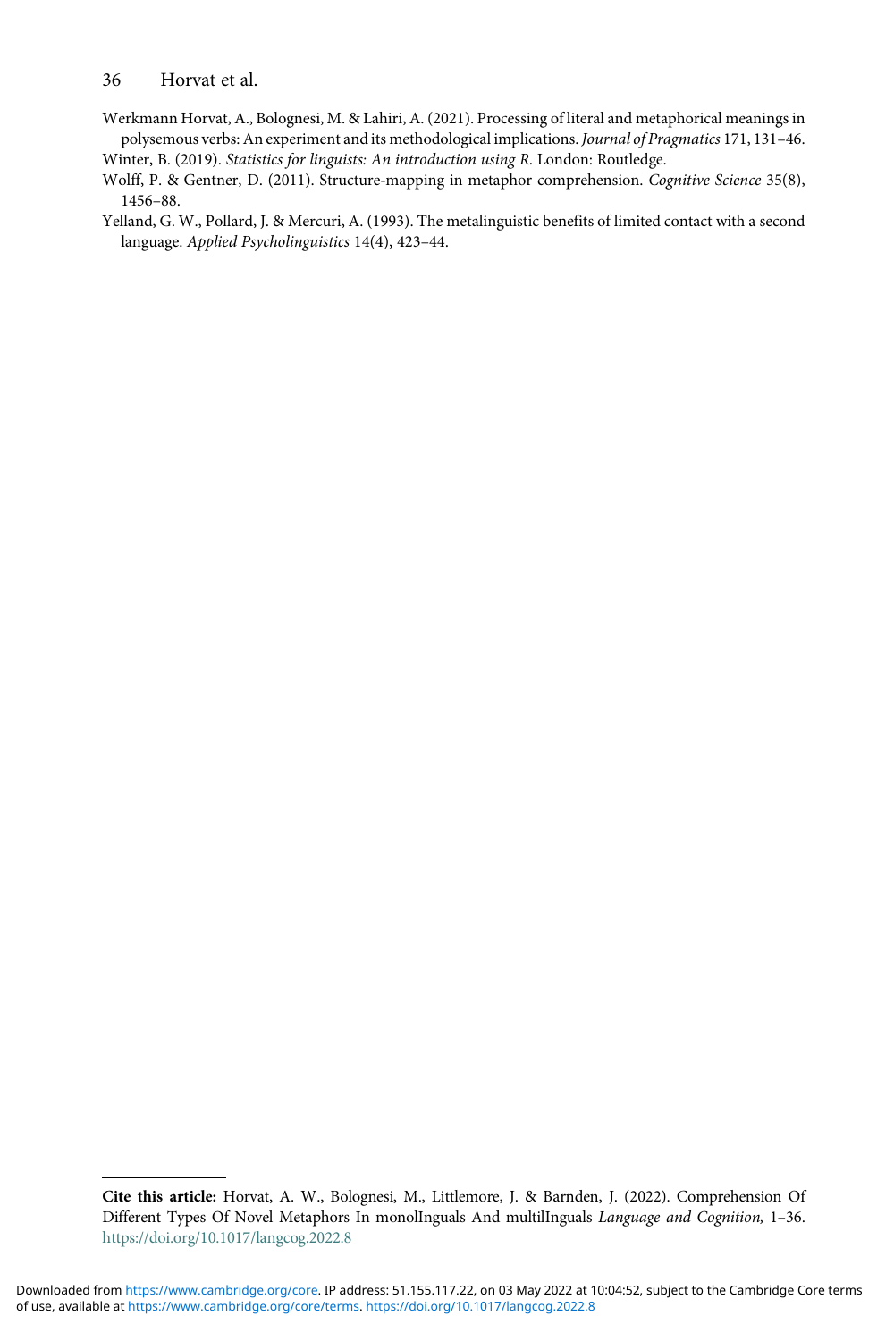Werkmann Horvat, A., Bolognesi, M. & Lahiri, A. (2021). Processing of literal and metaphorical meanings in polysemous verbs: An experiment and its methodological implications. *Journal of Pragmatics* 171, 131–46.

Winter, B. (2019). *Statistics for linguists: An introduction using R.* London: Routledge.

Wolff, P. & Gentner, D. (2011). Structure-mapping in metaphor comprehension. *Cognitive Science* 35(8), 1456–88.

Yelland, G. W., Pollard, J. & Mercuri, A. (1993). The metalinguistic benefits of limited contact with a second language. *Applied Psycholinguistics* 14(4), 423–44.

---

**Cite this article:** Horvat, A. W., Bolognesi, M., Littlemore, J. & Barnden, J. (2022). Comprehension Of Different Types Of Novel Metaphors In monolInguals And multilInguals *Language and Cognition,* 1–36. https://doi.org/10.1017/langcog.2022.8

Downloaded from https://www.cambridge.org/core. IP address: 51.155.117.22, on 03 May 2022 at 10:04:52, subject to the Cambridge Core terms of use, available at https://www.cambridge.org/core/terms. https://doi.org/10.1017/langcog.2022.8